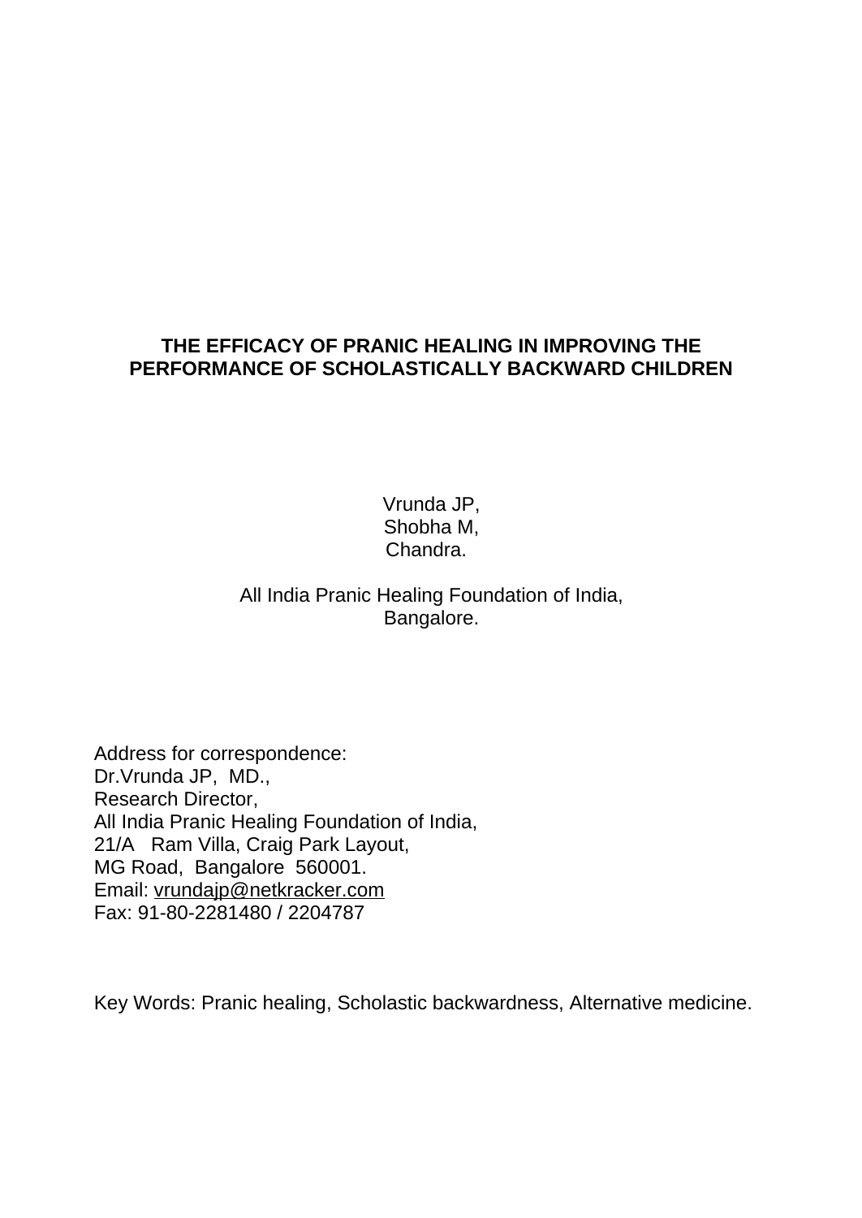# THE EFFICACY OF PRANIC HEALING IN IMPROVING THE PERFORMANCE OF SCHOLASTICALLY BACKWARD CHILDREN

Vrunda JP,
Shobha M,
Chandra.

All India Pranic Healing Foundation of India,
Bangalore.

Address for correspondence:
Dr.Vrunda JP, MD.,
Research Director,
All India Pranic Healing Foundation of India,
21/A Ram Villa, Craig Park Layout,
MG Road, Bangalore 560001.
Email: vrundajp@netkracker.com
Fax: 91-80-2281480 / 2204787

Key Words: Pranic healing, Scholastic backwardness, Alternative medicine.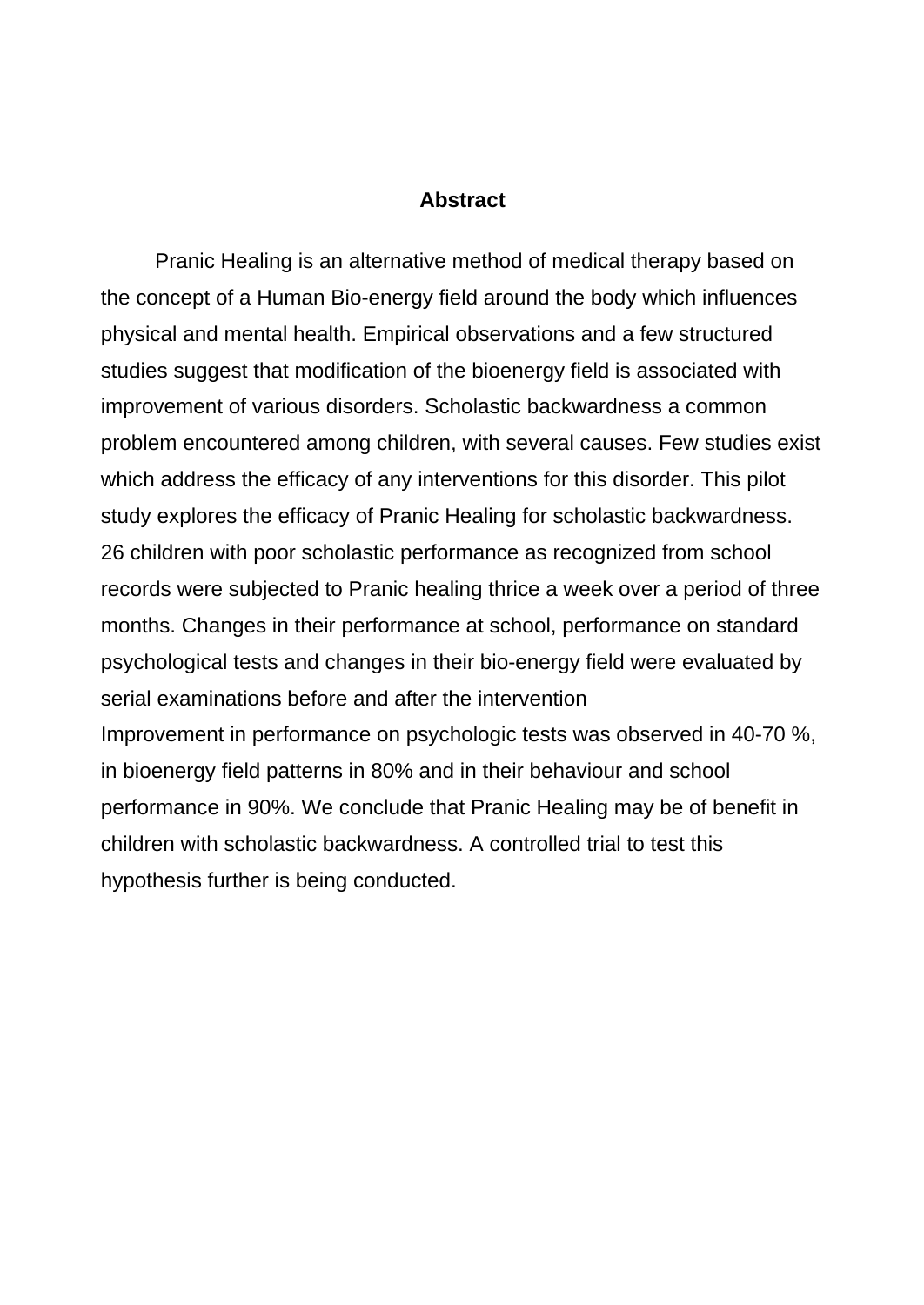## Abstract

Pranic Healing is an alternative method of medical therapy based on the concept of a Human Bio-energy field around the body which influences physical and mental health. Empirical observations and a few structured studies suggest that modification of the bioenergy field is associated with improvement of various disorders. Scholastic backwardness a common problem encountered among children, with several causes. Few studies exist which address the efficacy of any interventions for this disorder. This pilot study explores the efficacy of Pranic Healing for scholastic backwardness. 26 children with poor scholastic performance as recognized from school records were subjected to Pranic healing thrice a week over a period of three months. Changes in their performance at school, performance on standard psychological tests and changes in their bio-energy field were evaluated by serial examinations before and after the intervention
Improvement in performance on psychologic tests was observed in 40-70 %, in bioenergy field patterns in 80% and in their behaviour and school performance in 90%. We conclude that Pranic Healing may be of benefit in children with scholastic backwardness. A controlled trial to test this hypothesis further is being conducted.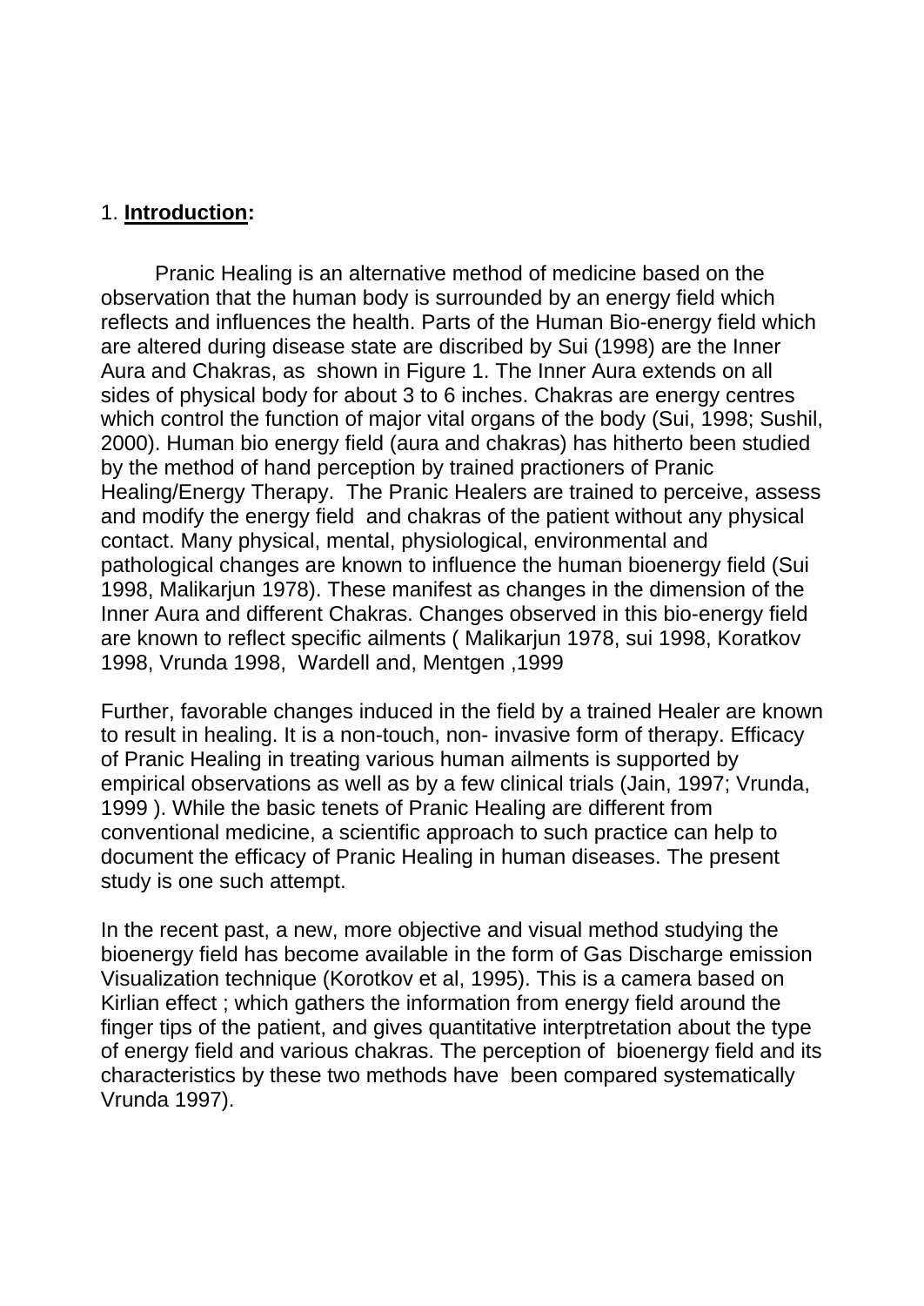## 1. **Introduction:**

Pranic Healing is an alternative method of medicine based on the observation that the human body is surrounded by an energy field which reflects and influences the health. Parts of the Human Bio-energy field which are altered during disease state are discribed by Sui (1998) are the Inner Aura and Chakras, as shown in Figure 1. The Inner Aura extends on all sides of physical body for about 3 to 6 inches. Chakras are energy centres which control the function of major vital organs of the body (Sui, 1998; Sushil, 2000). Human bio energy field (aura and chakras) has hitherto been studied by the method of hand perception by trained practioners of Pranic Healing/Energy Therapy. The Pranic Healers are trained to perceive, assess and modify the energy field and chakras of the patient without any physical contact. Many physical, mental, physiological, environmental and pathological changes are known to influence the human bioenergy field (Sui 1998, Malikarjun 1978). These manifest as changes in the dimension of the Inner Aura and different Chakras. Changes observed in this bio-energy field are known to reflect specific ailments ( Malikarjun 1978, sui 1998, Koratkov 1998, Vrunda 1998, Wardell and, Mentgen ,1999

Further, favorable changes induced in the field by a trained Healer are known to result in healing. It is a non-touch, non- invasive form of therapy. Efficacy of Pranic Healing in treating various human ailments is supported by empirical observations as well as by a few clinical trials (Jain, 1997; Vrunda, 1999 ). While the basic tenets of Pranic Healing are different from conventional medicine, a scientific approach to such practice can help to document the efficacy of Pranic Healing in human diseases. The present study is one such attempt.

In the recent past, a new, more objective and visual method studying the bioenergy field has become available in the form of Gas Discharge emission Visualization technique (Korotkov et al, 1995). This is a camera based on Kirlian effect ; which gathers the information from energy field around the finger tips of the patient, and gives quantitative interptretation about the type of energy field and various chakras. The perception of bioenergy field and its characteristics by these two methods have been compared systematically Vrunda 1997).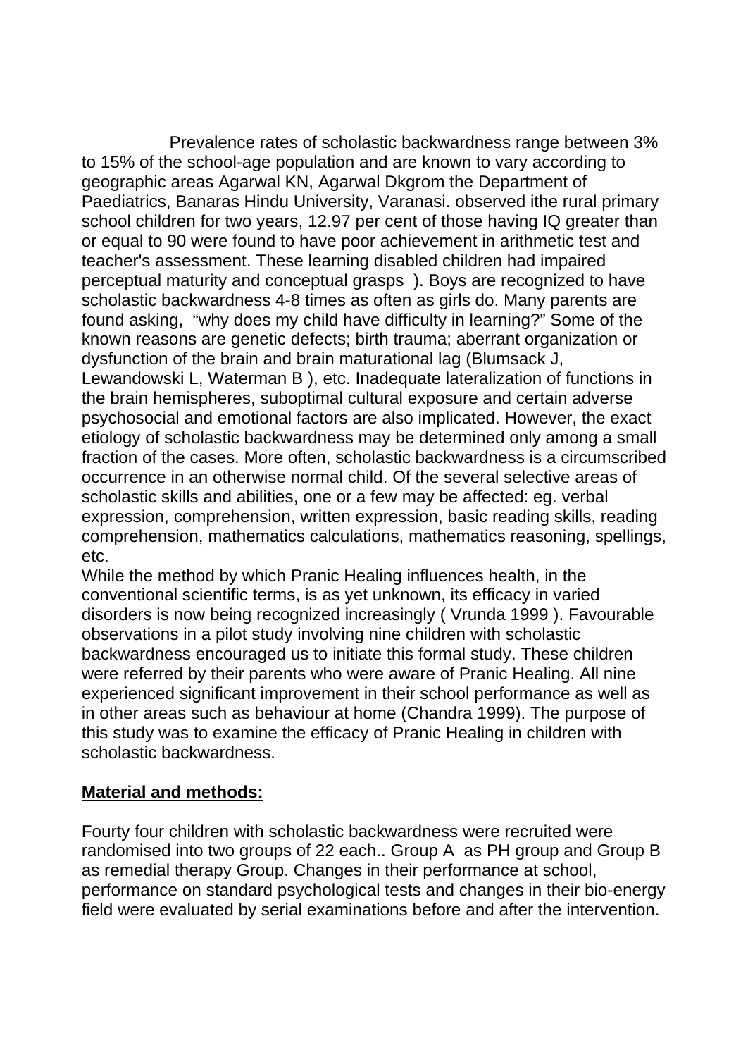Prevalence rates of scholastic backwardness range between 3% to 15% of the school-age population and are known to vary according to geographic areas Agarwal KN, Agarwal Dkgrom the Department of Paediatrics, Banaras Hindu University, Varanasi. observed ithe rural primary school children for two years, 12.97 per cent of those having IQ greater than or equal to 90 were found to have poor achievement in arithmetic test and teacher's assessment. These learning disabled children had impaired perceptual maturity and conceptual grasps ). Boys are recognized to have scholastic backwardness 4-8 times as often as girls do. Many parents are found asking, "why does my child have difficulty in learning?" Some of the known reasons are genetic defects; birth trauma; aberrant organization or dysfunction of the brain and brain maturational lag (Blumsack J, Lewandowski L, Waterman B ), etc. Inadequate lateralization of functions in the brain hemispheres, suboptimal cultural exposure and certain adverse psychosocial and emotional factors are also implicated. However, the exact etiology of scholastic backwardness may be determined only among a small fraction of the cases. More often, scholastic backwardness is a circumscribed occurrence in an otherwise normal child. Of the several selective areas of scholastic skills and abilities, one or a few may be affected: eg. verbal expression, comprehension, written expression, basic reading skills, reading comprehension, mathematics calculations, mathematics reasoning, spellings, etc.

While the method by which Pranic Healing influences health, in the conventional scientific terms, is as yet unknown, its efficacy in varied disorders is now being recognized increasingly ( Vrunda 1999 ). Favourable observations in a pilot study involving nine children with scholastic backwardness encouraged us to initiate this formal study. These children were referred by their parents who were aware of Pranic Healing. All nine experienced significant improvement in their school performance as well as in other areas such as behaviour at home (Chandra 1999). The purpose of this study was to examine the efficacy of Pranic Healing in children with scholastic backwardness.

## <u>Material and methods:</u>

Fourty four children with scholastic backwardness were recruited were randomised into two groups of 22 each.. Group A as PH group and Group B as remedial therapy Group. Changes in their performance at school, performance on standard psychological tests and changes in their bio-energy field were evaluated by serial examinations before and after the intervention.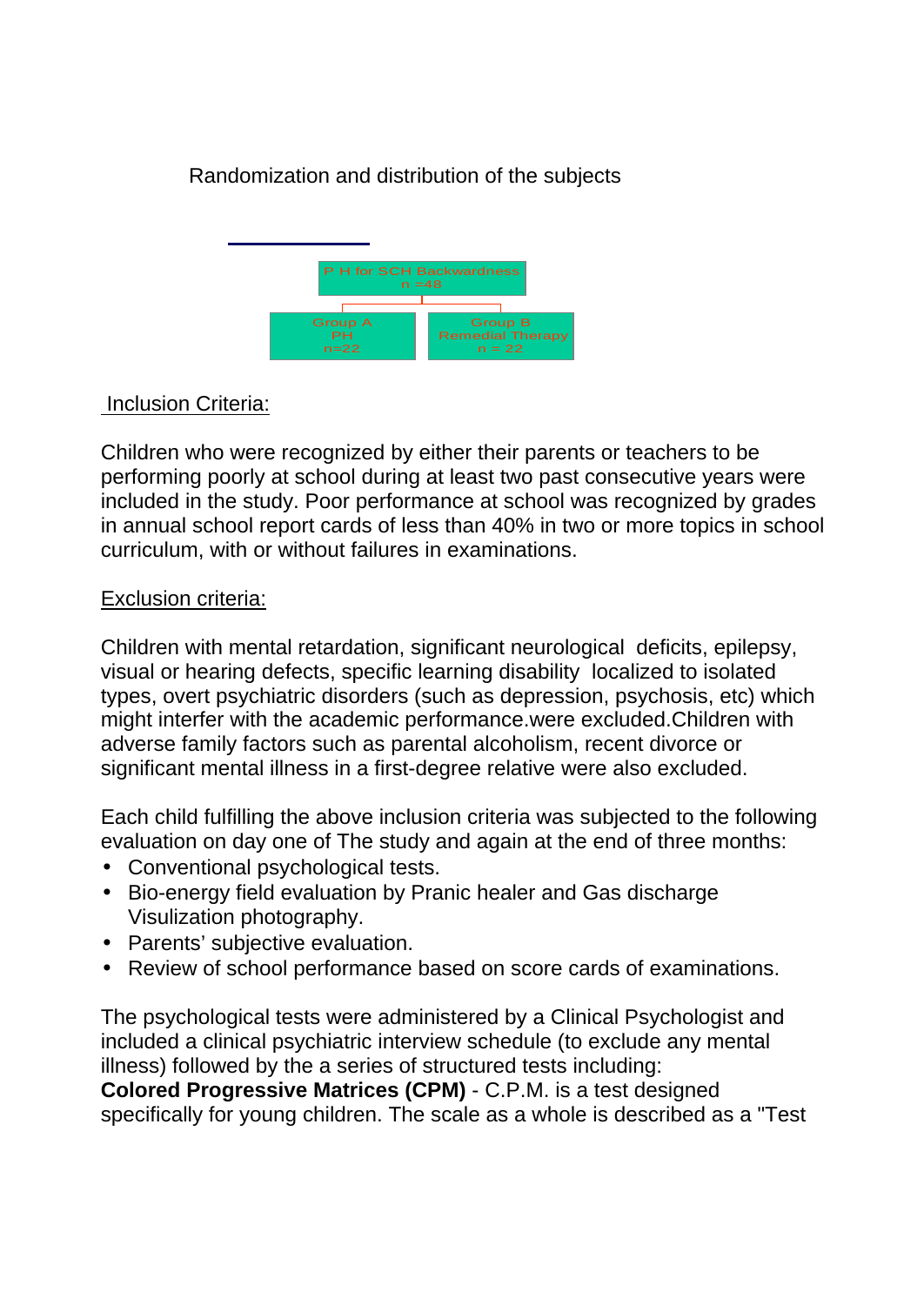Randomization and distribution of the subjects

P H for SCH Backwardness
n =48

| Group A | Group B |
|---|---|
| PH | Remedial Therapy |
| n=22 | n = 22 |

Inclusion Criteria:

Children who were recognized by either their parents or teachers to be performing poorly at school during at least two past consecutive years were included in the study. Poor performance at school was recognized by grades in annual school report cards of less than 40% in two or more topics in school curriculum, with or without failures in examinations.

Exclusion criteria:

Children with mental retardation, significant neurological deficits, epilepsy, visual or hearing defects, specific learning disability localized to isolated types, overt psychiatric disorders (such as depression, psychosis, etc) which might interfer with the academic performance.were excluded.Children with adverse family factors such as parental alcoholism, recent divorce or significant mental illness in a first-degree relative were also excluded.

Each child fulfilling the above inclusion criteria was subjected to the following evaluation on day one of The study and again at the end of three months:

- Conventional psychological tests.
- Bio-energy field evaluation by Pranic healer and Gas discharge Visulization photography.
- Parents' subjective evaluation.
- Review of school performance based on score cards of examinations.

The psychological tests were administered by a Clinical Psychologist and included a clinical psychiatric interview schedule (to exclude any mental illness) followed by the a series of structured tests including:
**Colored Progressive Matrices (CPM)** - C.P.M. is a test designed specifically for young children. The scale as a whole is described as a "Test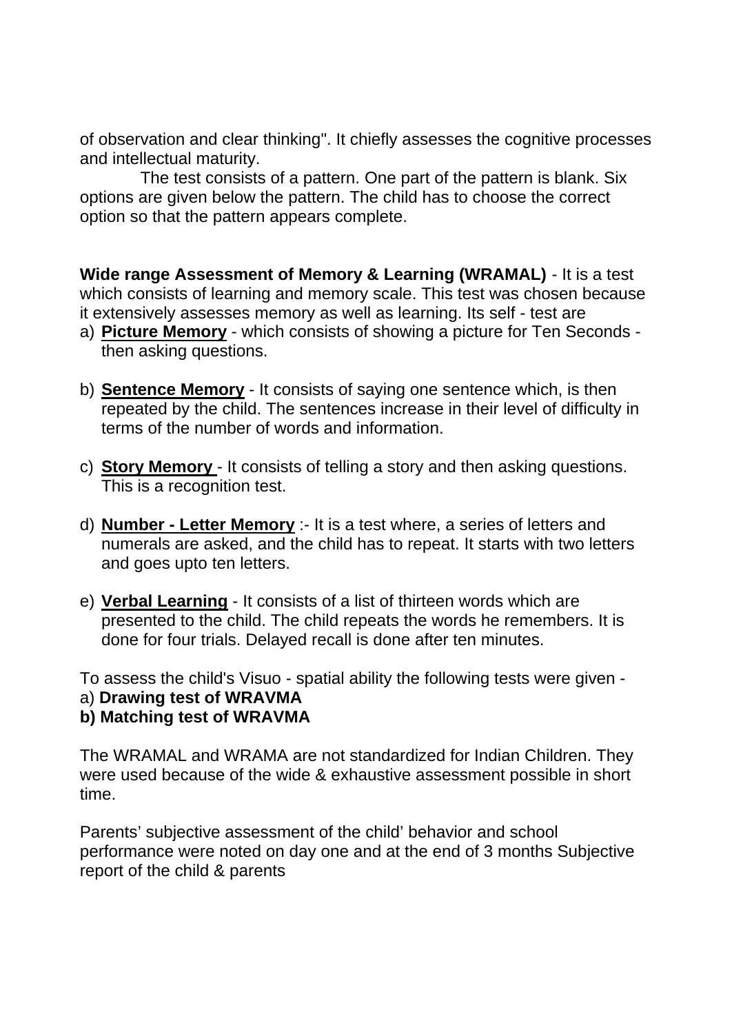of observation and clear thinking". It chiefly assesses the cognitive processes and intellectual maturity.

The test consists of a pattern. One part of the pattern is blank. Six options are given below the pattern. The child has to choose the correct option so that the pattern appears complete.

**Wide range Assessment of Memory & Learning (WRAMAL)** - It is a test which consists of learning and memory scale. This test was chosen because it extensively assesses memory as well as learning. Its self - test are

a) **Picture Memory** - which consists of showing a picture for Ten Seconds - then asking questions.

b) **Sentence Memory** - It consists of saying one sentence which, is then repeated by the child. The sentences increase in their level of difficulty in terms of the number of words and information.

c) **Story Memory** - It consists of telling a story and then asking questions. This is a recognition test.

d) **Number - Letter Memory** :- It is a test where, a series of letters and numerals are asked, and the child has to repeat. It starts with two letters and goes upto ten letters.

e) **Verbal Learning** - It consists of a list of thirteen words which are presented to the child. The child repeats the words he remembers. It is done for four trials. Delayed recall is done after ten minutes.

To assess the child's Visuo - spatial ability the following tests were given -

a) **Drawing test of WRAVMA**

**b) Matching test of WRAVMA**

The WRAMAL and WRAMA are not standardized for Indian Children. They were used because of the wide & exhaustive assessment possible in short time.

Parents' subjective assessment of the child' behavior and school performance were noted on day one and at the end of 3 months Subjective report of the child & parents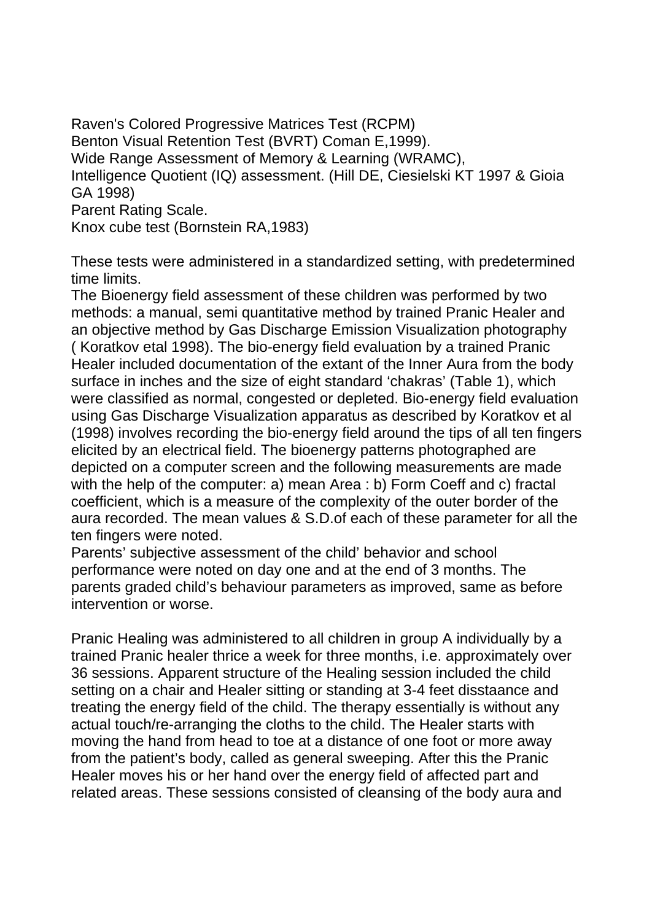Raven's Colored Progressive Matrices Test (RCPM)
Benton Visual Retention Test (BVRT) Coman E,1999).
Wide Range Assessment of Memory & Learning (WRAMC),
Intelligence Quotient (IQ) assessment. (Hill DE, Ciesielski KT 1997 & Gioia GA 1998)
Parent Rating Scale.
Knox cube test (Bornstein RA,1983)

These tests were administered in a standardized setting, with predetermined time limits.
The Bioenergy field assessment of these children was performed by two methods: a manual, semi quantitative method by trained Pranic Healer and an objective method by Gas Discharge Emission Visualization photography ( Koratkov etal 1998). The bio-energy field evaluation by a trained Pranic Healer included documentation of the extant of the Inner Aura from the body surface in inches and the size of eight standard 'chakras' (Table 1), which were classified as normal, congested or depleted. Bio-energy field evaluation using Gas Discharge Visualization apparatus as described by Koratkov et al (1998) involves recording the bio-energy field around the tips of all ten fingers elicited by an electrical field. The bioenergy patterns photographed are depicted on a computer screen and the following measurements are made with the help of the computer: a) mean Area : b) Form Coeff and c) fractal coefficient, which is a measure of the complexity of the outer border of the aura recorded. The mean values & S.D.of each of these parameter for all the ten fingers were noted.
Parents' subjective assessment of the child' behavior and school performance were noted on day one and at the end of 3 months. The parents graded child's behaviour parameters as improved, same as before intervention or worse.

Pranic Healing was administered to all children in group A individually by a trained Pranic healer thrice a week for three months, i.e. approximately over 36 sessions. Apparent structure of the Healing session included the child setting on a chair and Healer sitting or standing at 3-4 feet disstaance and treating the energy field of the child. The therapy essentially is without any actual touch/re-arranging the cloths to the child. The Healer starts with moving the hand from head to toe at a distance of one foot or more away from the patient's body, called as general sweeping. After this the Pranic Healer moves his or her hand over the energy field of affected part and related areas. These sessions consisted of cleansing of the body aura and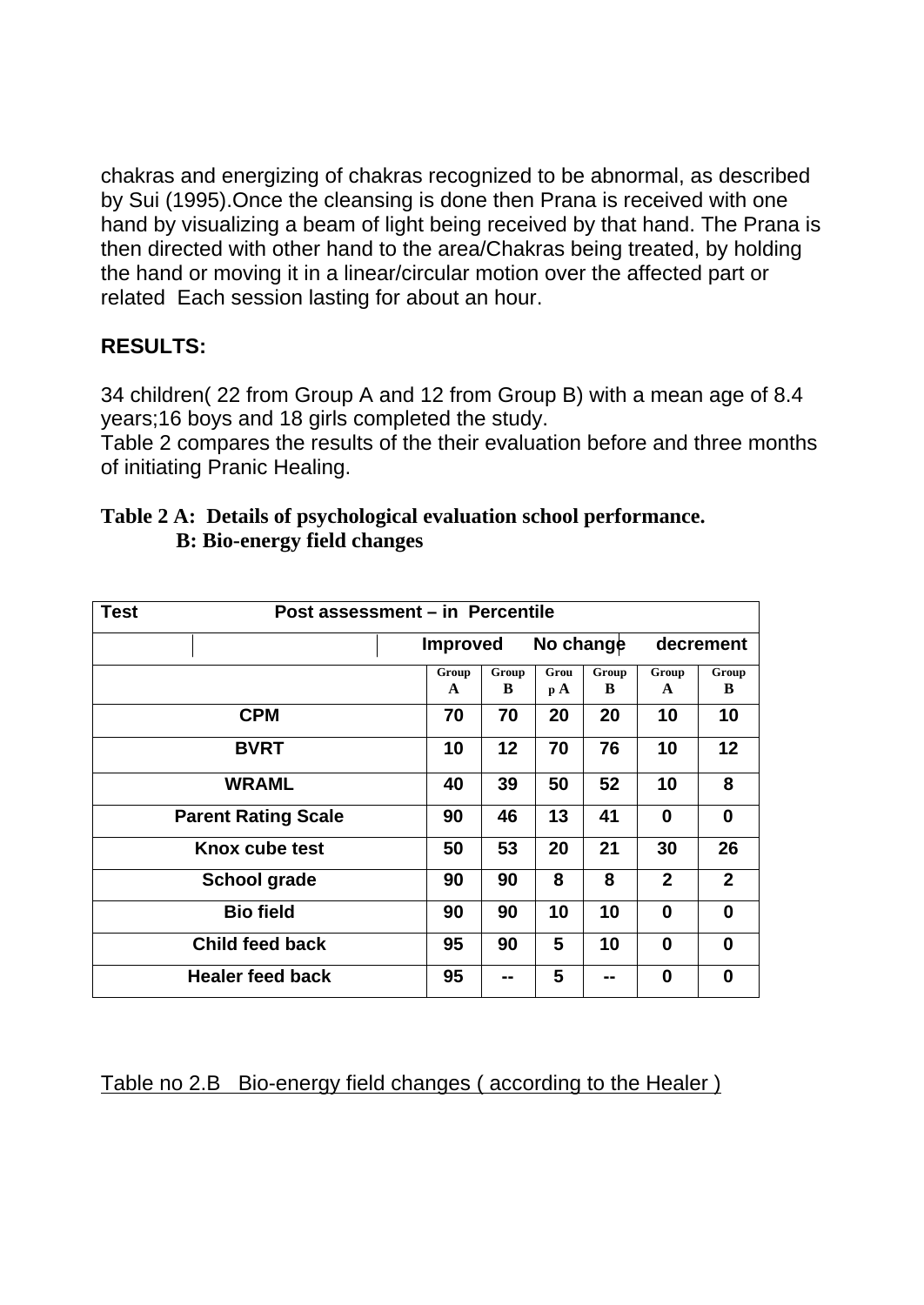chakras and energizing of chakras recognized to be abnormal, as described by Sui (1995).Once the cleansing is done then Prana is received with one hand by visualizing a beam of light being received by that hand. The Prana is then directed with other hand to the area/Chakras being treated, by holding the hand or moving it in a linear/circular motion over the affected part or related  Each session lasting for about an hour.

**RESULTS:**

34 children( 22 from Group A and 12 from Group B) with a mean age of 8.4 years;16 boys and 18 girls completed the study.
Table 2 compares the results of the their evaluation before and three months of initiating Pranic Healing.

**Table 2 A:  Details of psychological evaluation school performance.**
**B: Bio-energy field changes**

| Test | Post assessment – in Percentile | | | | | |
|---|---|---|---|---|---|---|
| | Improved | | No change | | decrement | |
| | Group A | Group B | Group A | Group B | Group A | Group B |
| CPM | 70 | 70 | 20 | 20 | 10 | 10 |
| BVRT | 10 | 12 | 70 | 76 | 10 | 12 |
| WRAML | 40 | 39 | 50 | 52 | 10 | 8 |
| Parent Rating Scale | 90 | 46 | 13 | 41 | 0 | 0 |
| Knox cube test | 50 | 53 | 20 | 21 | 30 | 26 |
| School grade | 90 | 90 | 8 | 8 | 2 | 2 |
| Bio field | 90 | 90 | 10 | 10 | 0 | 0 |
| Child feed back | 95 | 90 | 5 | 10 | 0 | 0 |
| Healer feed back | 95 | -- | 5 | -- | 0 | 0 |

Table no 2.B   Bio-energy field changes ( according to the Healer )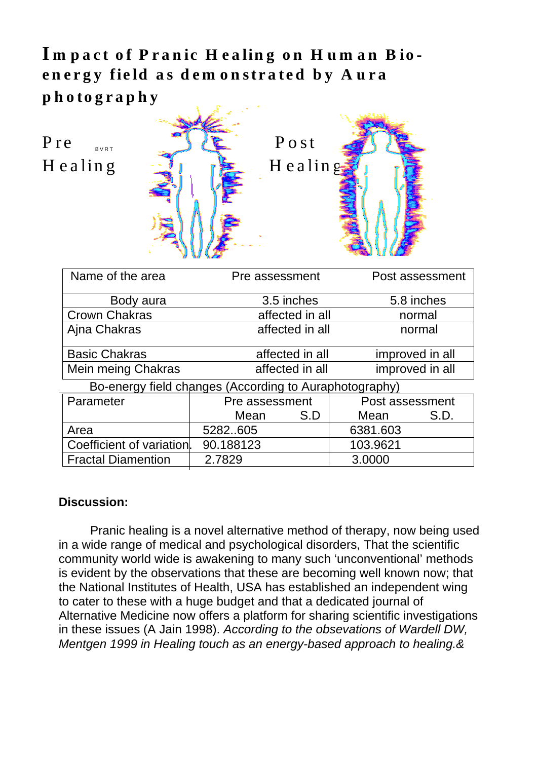# Impact of Pranic Healing on Human Bio-energy field as demonstrated by Aura photography

Pre Healing BVRT

Post Healing

| Name of the area | Pre assessment | Post assessment |
|---|---|---|
| Body aura | 3.5 inches | 5.8 inches |
| Crown Chakras | affected in all | normal |
| Ajna Chakras | affected in all | normal |
| Basic Chakras | affected in all | improved in all |
| Mein meing Chakras | affected in all | improved in all |

Bo-energy field changes (According to Auraphotography)

| Parameter | Pre assessment | | Post assessment | |
|---|---|---|---|---|
| | Mean | S.D | Mean | S.D. |
| Area | 5282..605 | | 6381.603 | |
| Coefficient of variation | 90.188123 | | 103.9621 | |
| Fractal Diamention | 2.7829 | | 3.0000 | |

**Discussion:**

Pranic healing is a novel alternative method of therapy, now being used in a wide range of medical and psychological disorders, That the scientific community world wide is awakening to many such 'unconventional' methods is evident by the observations that these are becoming well known now; that the National Institutes of Health, USA has established an independent wing to cater to these with a huge budget and that a dedicated journal of Alternative Medicine now offers a platform for sharing scientific investigations in these issues (A Jain 1998). *According to the obsevations of Wardell DW, Mentgen 1999 in Healing touch as an energy-based approach to healing.&*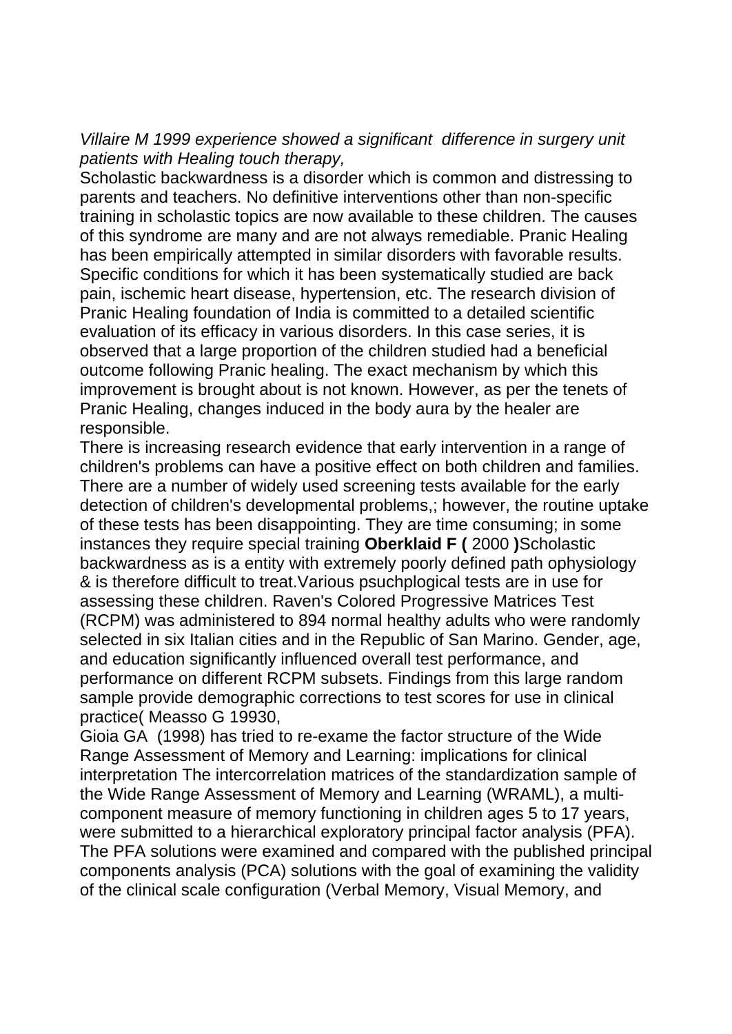*Villaire M 1999 experience showed a significant difference in surgery unit patients with Healing touch therapy,*

Scholastic backwardness is a disorder which is common and distressing to parents and teachers. No definitive interventions other than non-specific training in scholastic topics are now available to these children. The causes of this syndrome are many and are not always remediable. Pranic Healing has been empirically attempted in similar disorders with favorable results. Specific conditions for which it has been systematically studied are back pain, ischemic heart disease, hypertension, etc. The research division of Pranic Healing foundation of India is committed to a detailed scientific evaluation of its efficacy in various disorders. In this case series, it is observed that a large proportion of the children studied had a beneficial outcome following Pranic healing. The exact mechanism by which this improvement is brought about is not known. However, as per the tenets of Pranic Healing, changes induced in the body aura by the healer are responsible.

There is increasing research evidence that early intervention in a range of children's problems can have a positive effect on both children and families. There are a number of widely used screening tests available for the early detection of children's developmental problems,; however, the routine uptake of these tests has been disappointing. They are time consuming; in some instances they require special training **Oberklaid F (** 2000 **)**Scholastic backwardness as is a entity with extremely poorly defined path ophysiology & is therefore difficult to treat.Various psuchplogical tests are in use for assessing these children. Raven's Colored Progressive Matrices Test (RCPM) was administered to 894 normal healthy adults who were randomly selected in six Italian cities and in the Republic of San Marino. Gender, age, and education significantly influenced overall test performance, and performance on different RCPM subsets. Findings from this large random sample provide demographic corrections to test scores for use in clinical practice( Measso G 19930,

Gioia GA (1998) has tried to re-exame the factor structure of the Wide Range Assessment of Memory and Learning: implications for clinical interpretation The intercorrelation matrices of the standardization sample of the Wide Range Assessment of Memory and Learning (WRAML), a multi-component measure of memory functioning in children ages 5 to 17 years, were submitted to a hierarchical exploratory principal factor analysis (PFA). The PFA solutions were examined and compared with the published principal components analysis (PCA) solutions with the goal of examining the validity of the clinical scale configuration (Verbal Memory, Visual Memory, and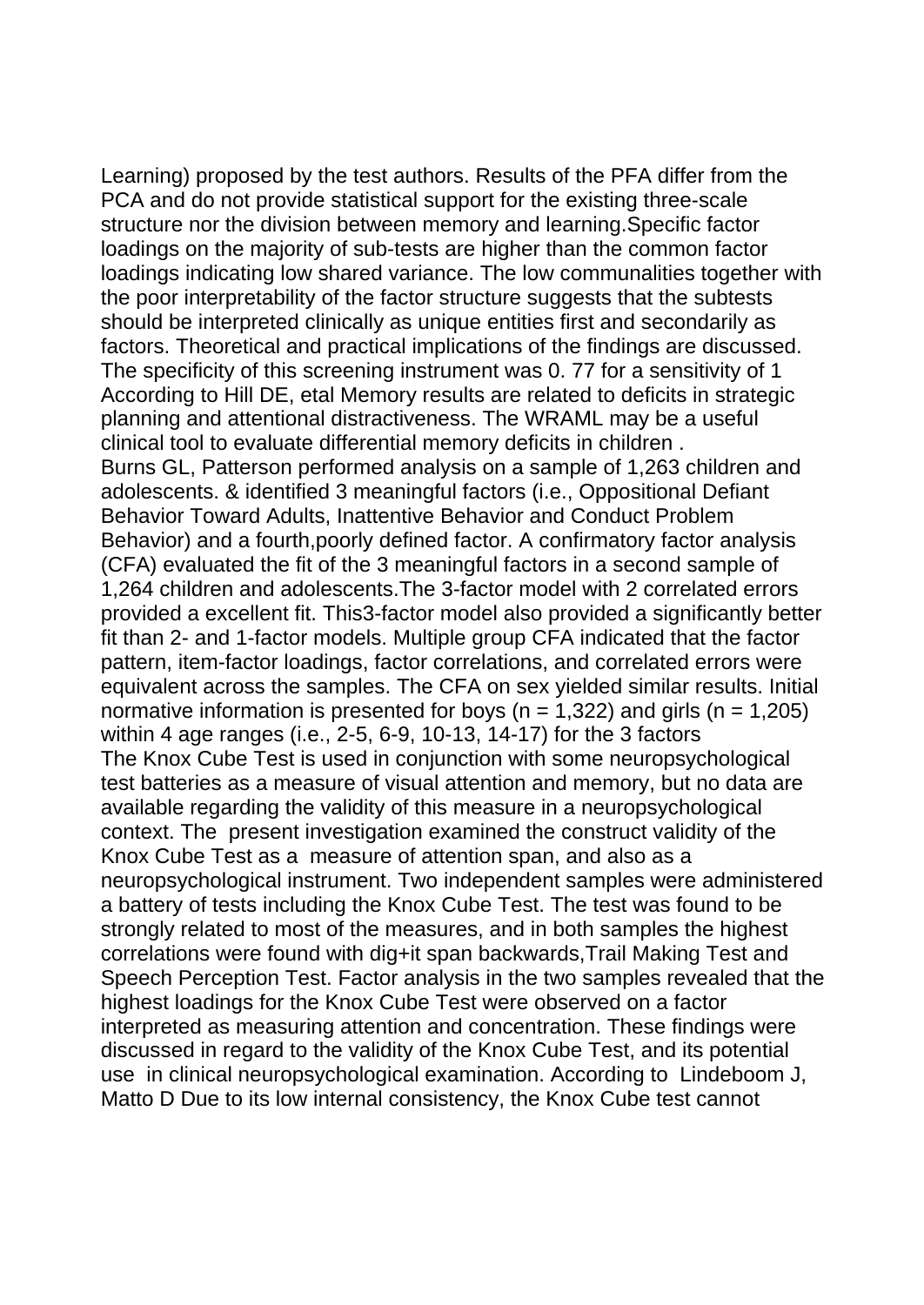Learning) proposed by the test authors. Results of the PFA differ from the PCA and do not provide statistical support for the existing three-scale structure nor the division between memory and learning.Specific factor loadings on the majority of sub-tests are higher than the common factor loadings indicating low shared variance. The low communalities together with the poor interpretability of the factor structure suggests that the subtests should be interpreted clinically as unique entities first and secondarily as factors. Theoretical and practical implications of the findings are discussed. The specificity of this screening instrument was 0. 77 for a sensitivity of 1 According to Hill DE, etal Memory results are related to deficits in strategic planning and attentional distractiveness. The WRAML may be a useful clinical tool to evaluate differential memory deficits in children .

Burns GL, Patterson performed analysis on a sample of 1,263 children and adolescents. & identified 3 meaningful factors (i.e., Oppositional Defiant Behavior Toward Adults, Inattentive Behavior and Conduct Problem Behavior) and a fourth,poorly defined factor. A confirmatory factor analysis (CFA) evaluated the fit of the 3 meaningful factors in a second sample of 1,264 children and adolescents.The 3-factor model with 2 correlated errors provided a excellent fit. This3-factor model also provided a significantly better fit than 2- and 1-factor models. Multiple group CFA indicated that the factor pattern, item-factor loadings, factor correlations, and correlated errors were equivalent across the samples. The CFA on sex yielded similar results. Initial normative information is presented for boys (n = 1,322) and girls (n = 1,205) within 4 age ranges (i.e., 2-5, 6-9, 10-13, 14-17) for the 3 factors

The Knox Cube Test is used in conjunction with some neuropsychological test batteries as a measure of visual attention and memory, but no data are available regarding the validity of this measure in a neuropsychological context. The present investigation examined the construct validity of the Knox Cube Test as a measure of attention span, and also as a neuropsychological instrument. Two independent samples were administered a battery of tests including the Knox Cube Test. The test was found to be strongly related to most of the measures, and in both samples the highest correlations were found with dig+it span backwards,Trail Making Test and Speech Perception Test. Factor analysis in the two samples revealed that the highest loadings for the Knox Cube Test were observed on a factor interpreted as measuring attention and concentration. These findings were discussed in regard to the validity of the Knox Cube Test, and its potential use in clinical neuropsychological examination. According to Lindeboom J, Matto D Due to its low internal consistency, the Knox Cube test cannot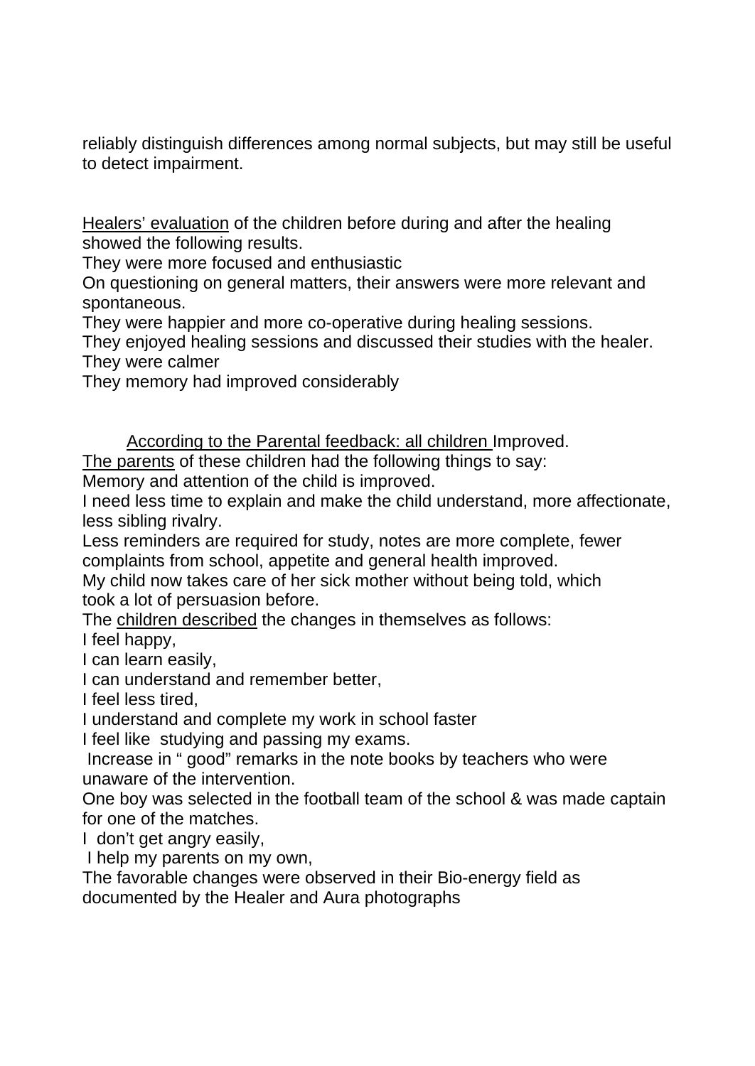reliably distinguish differences among normal subjects, but may still be useful to detect impairment.

Healers' evaluation of the children before during and after the healing showed the following results.

They were more focused and enthusiastic

On questioning on general matters, their answers were more relevant and spontaneous.

They were happier and more co-operative during healing sessions.

They enjoyed healing sessions and discussed their studies with the healer.

They were calmer

They memory had improved considerably

According to the Parental feedback: all children Improved.

The parents of these children had the following things to say:

Memory and attention of the child is improved.

I need less time to explain and make the child understand, more affectionate, less sibling rivalry.

Less reminders are required for study, notes are more complete, fewer complaints from school, appetite and general health improved.

My child now takes care of her sick mother without being told, which took a lot of persuasion before.

The children described the changes in themselves as follows:

I feel happy,

I can learn easily,

I can understand and remember better,

I feel less tired,

I understand and complete my work in school faster

I feel like studying and passing my exams.

Increase in " good" remarks in the note books by teachers who were unaware of the intervention.

One boy was selected in the football team of the school & was made captain for one of the matches.

I don't get angry easily,

I help my parents on my own,

The favorable changes were observed in their Bio-energy field as documented by the Healer and Aura photographs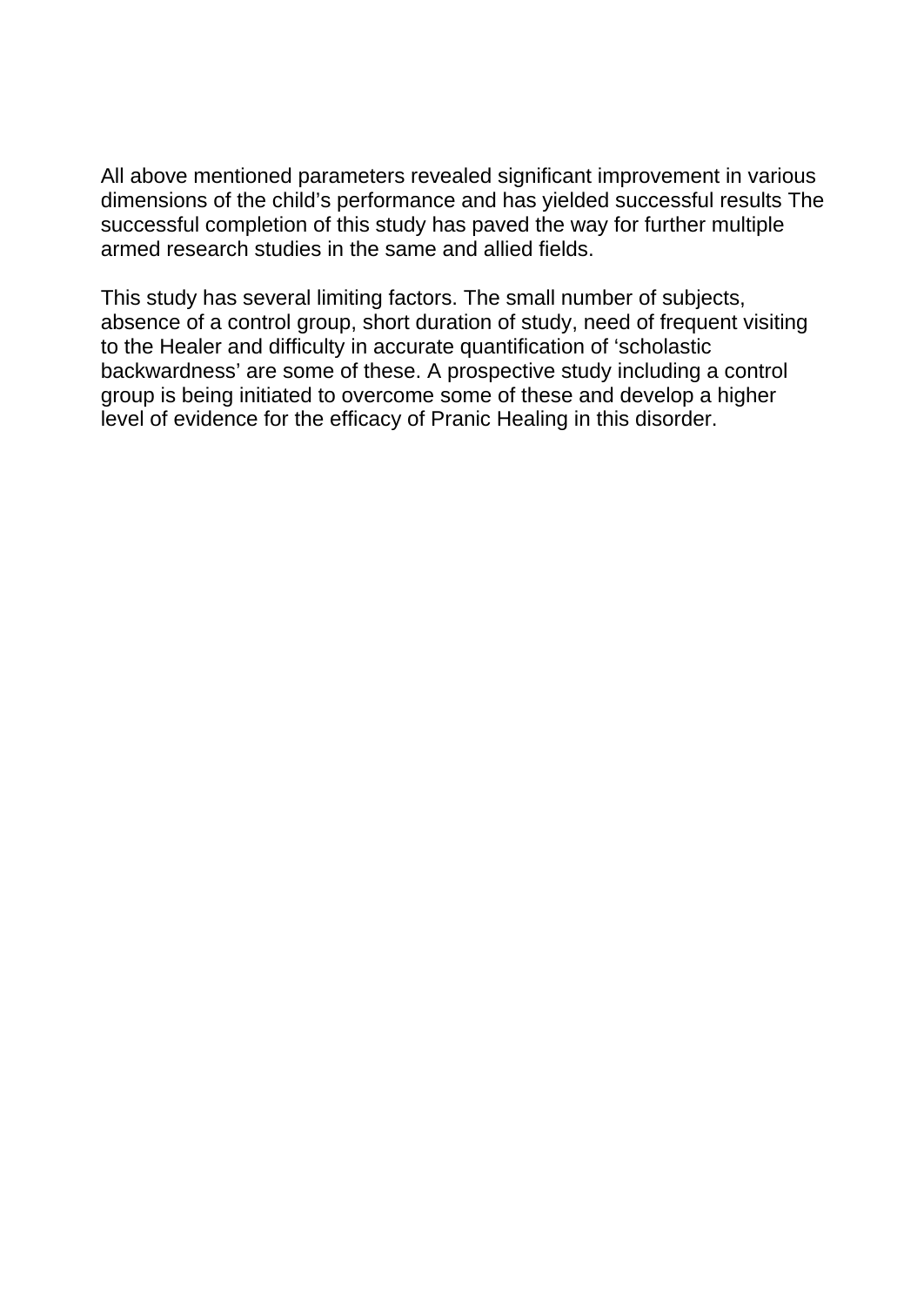All above mentioned parameters revealed significant improvement in various dimensions of the child's performance and has yielded successful results The successful completion of this study has paved the way for further multiple armed research studies in the same and allied fields.

This study has several limiting factors. The small number of subjects, absence of a control group, short duration of study, need of frequent visiting to the Healer and difficulty in accurate quantification of 'scholastic backwardness' are some of these. A prospective study including a control group is being initiated to overcome some of these and develop a higher level of evidence for the efficacy of Pranic Healing in this disorder.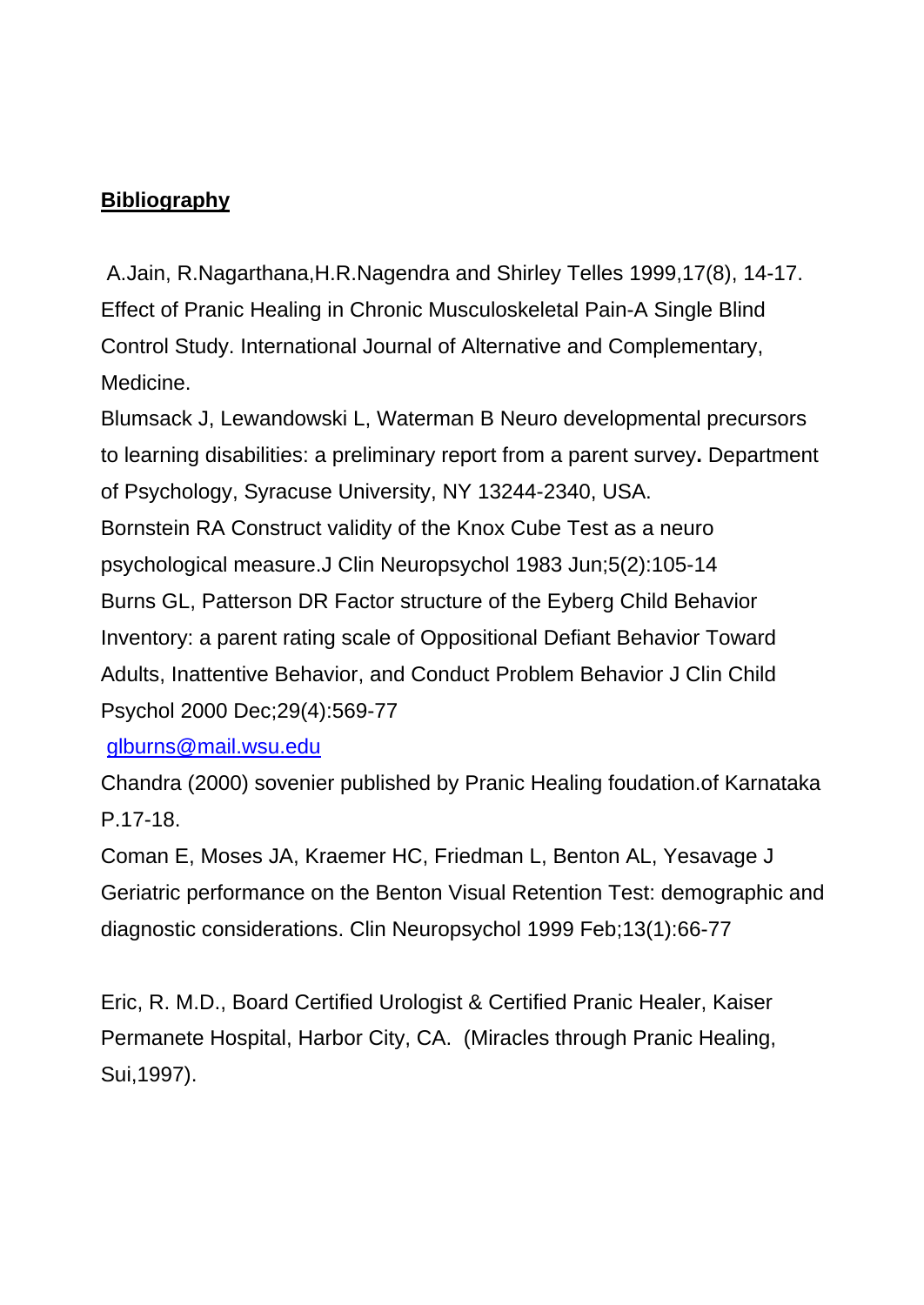**Bibliography**

A.Jain, R.Nagarthana,H.R.Nagendra and Shirley Telles 1999,17(8), 14-17. Effect of Pranic Healing in Chronic Musculoskeletal Pain-A Single Blind Control Study. International Journal of Alternative and Complementary, Medicine.

Blumsack J, Lewandowski L, Waterman B Neuro developmental precursors to learning disabilities: a preliminary report from a parent survey**.** Department of Psychology, Syracuse University, NY 13244-2340, USA.

Bornstein RA Construct validity of the Knox Cube Test as a neuro psychological measure.J Clin Neuropsychol 1983 Jun;5(2):105-14

Burns GL, Patterson DR Factor structure of the Eyberg Child Behavior Inventory: a parent rating scale of Oppositional Defiant Behavior Toward Adults, Inattentive Behavior, and Conduct Problem Behavior J Clin Child Psychol 2000 Dec;29(4):569-77

glburns@mail.wsu.edu

Chandra (2000) sovenier published by Pranic Healing foudation.of Karnataka P.17-18.

Coman E, Moses JA, Kraemer HC, Friedman L, Benton AL, Yesavage J Geriatric performance on the Benton Visual Retention Test: demographic and diagnostic considerations. Clin Neuropsychol 1999 Feb;13(1):66-77

Eric, R. M.D., Board Certified Urologist & Certified Pranic Healer, Kaiser Permanete Hospital, Harbor City, CA. (Miracles through Pranic Healing, Sui,1997).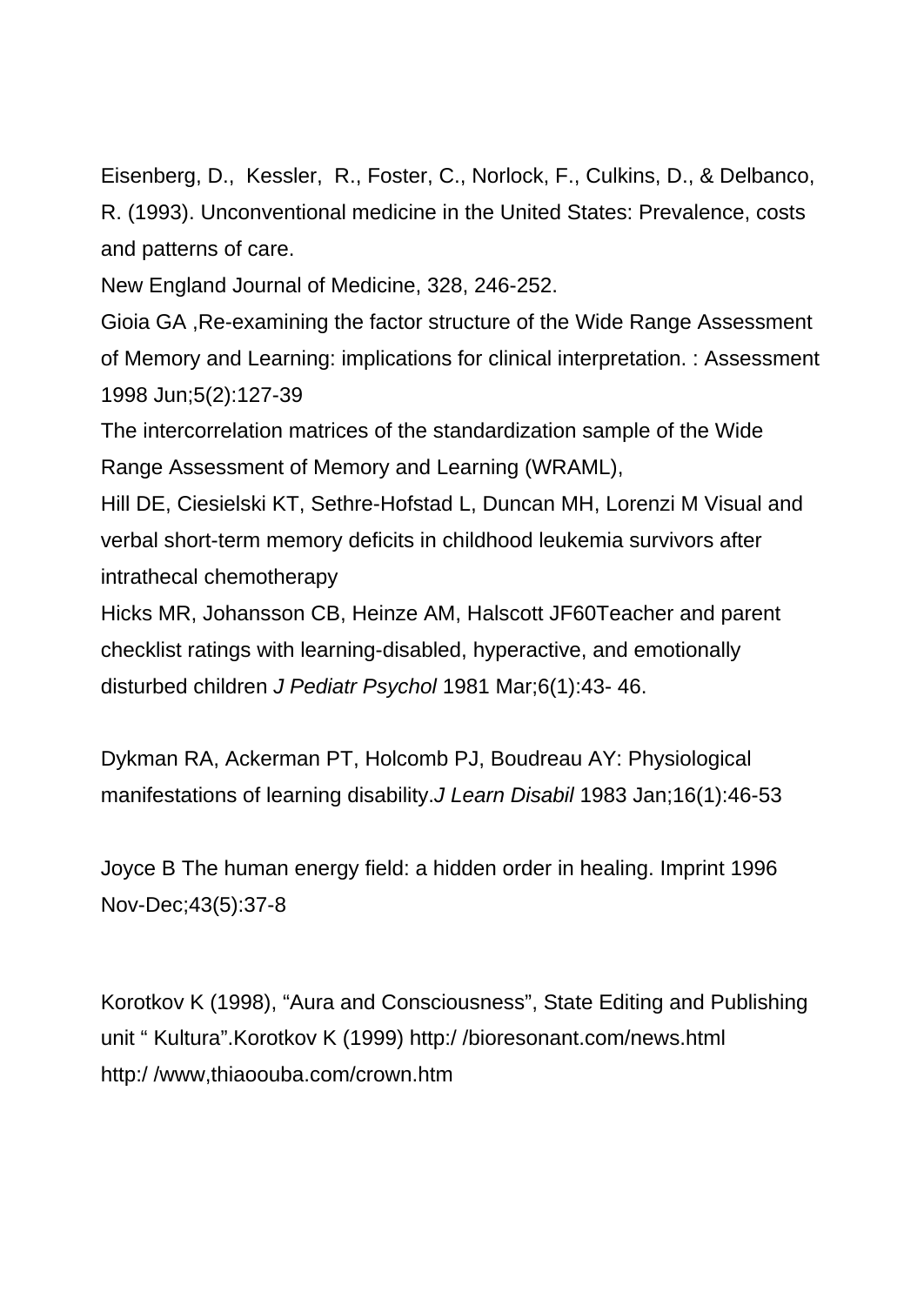Eisenberg, D., Kessler, R., Foster, C., Norlock, F., Culkins, D., & Delbanco, R. (1993). Unconventional medicine in the United States: Prevalence, costs and patterns of care.

New England Journal of Medicine, 328, 246-252.

Gioia GA ,Re-examining the factor structure of the Wide Range Assessment of Memory and Learning: implications for clinical interpretation. : Assessment 1998 Jun;5(2):127-39

The intercorrelation matrices of the standardization sample of the Wide Range Assessment of Memory and Learning (WRAML),

Hill DE, Ciesielski KT, Sethre-Hofstad L, Duncan MH, Lorenzi M Visual and verbal short-term memory deficits in childhood leukemia survivors after intrathecal chemotherapy

Hicks MR, Johansson CB, Heinze AM, Halscott JF60Teacher and parent checklist ratings with learning-disabled, hyperactive, and emotionally disturbed children *J Pediatr Psychol* 1981 Mar;6(1):43- 46.

Dykman RA, Ackerman PT, Holcomb PJ, Boudreau AY: Physiological manifestations of learning disability.*J Learn Disabil* 1983 Jan;16(1):46-53

Joyce B The human energy field: a hidden order in healing. Imprint 1996 Nov-Dec;43(5):37-8

Korotkov K (1998), “Aura and Consciousness”, State Editing and Publishing unit “ Kultura”.Korotkov K (1999) http:/ /bioresonant.com/news.html
http:/ /www,thiaoouba.com/crown.htm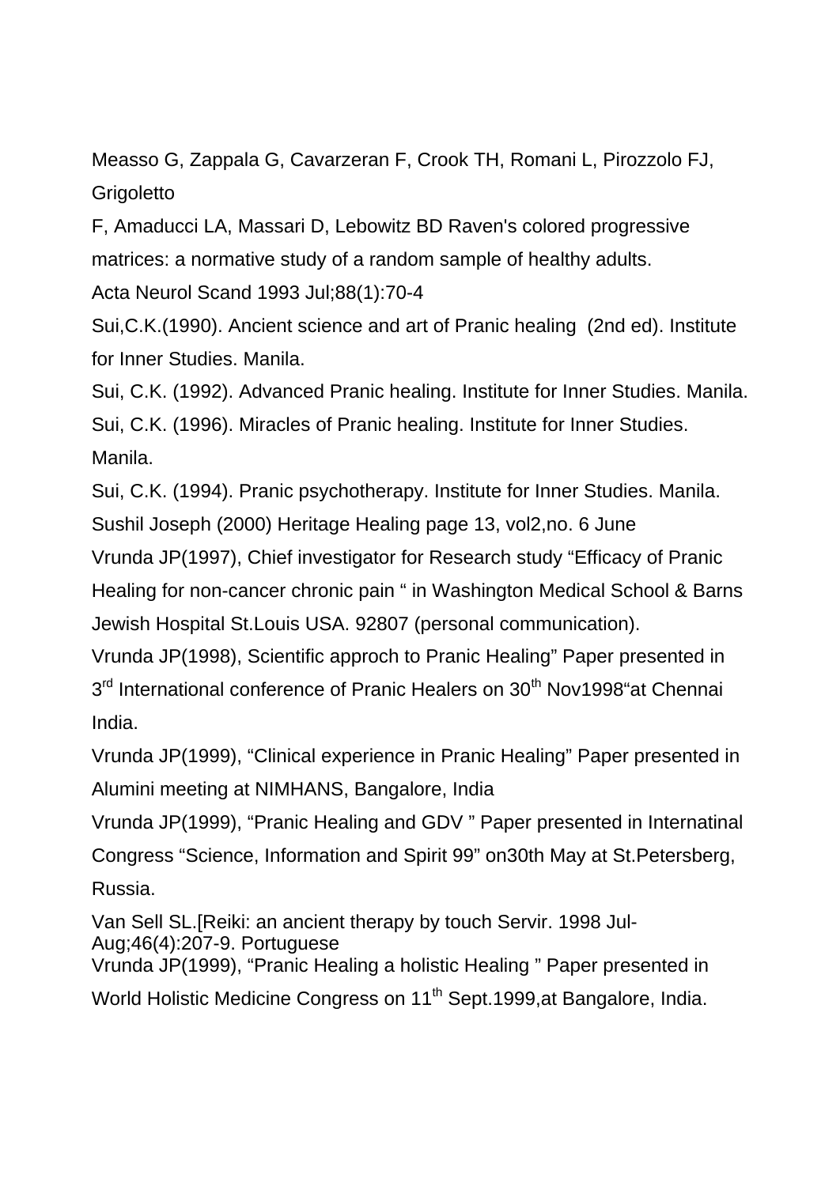Measso G, Zappala G, Cavarzeran F, Crook TH, Romani L, Pirozzolo FJ, Grigoletto F, Amaducci LA, Massari D, Lebowitz BD Raven's colored progressive matrices: a normative study of a random sample of healthy adults. Acta Neurol Scand 1993 Jul;88(1):70-4

Sui,C.K.(1990). Ancient science and art of Pranic healing (2nd ed). Institute for Inner Studies. Manila.

Sui, C.K. (1992). Advanced Pranic healing. Institute for Inner Studies. Manila.

Sui, C.K. (1996). Miracles of Pranic healing. Institute for Inner Studies. Manila.

Sui, C.K. (1994). Pranic psychotherapy. Institute for Inner Studies. Manila.

Sushil Joseph (2000) Heritage Healing page 13, vol2,no. 6 June

Vrunda JP(1997), Chief investigator for Research study "Efficacy of Pranic Healing for non-cancer chronic pain " in Washington Medical School & Barns Jewish Hospital St.Louis USA. 92807 (personal communication).

Vrunda JP(1998), Scientific approch to Pranic Healing" Paper presented in 3rd International conference of Pranic Healers on 30th Nov1998"at Chennai India.

Vrunda JP(1999), "Clinical experience in Pranic Healing" Paper presented in Alumini meeting at NIMHANS, Bangalore, India

Vrunda JP(1999), "Pranic Healing and GDV " Paper presented in Internatinal Congress "Science, Information and Spirit 99" on30th May at St.Petersberg, Russia.

Van Sell SL.[Reiki: an ancient therapy by touch Servir. 1998 Jul-Aug;46(4):207-9. Portuguese

Vrunda JP(1999), "Pranic Healing a holistic Healing " Paper presented in World Holistic Medicine Congress on 11th Sept.1999,at Bangalore, India.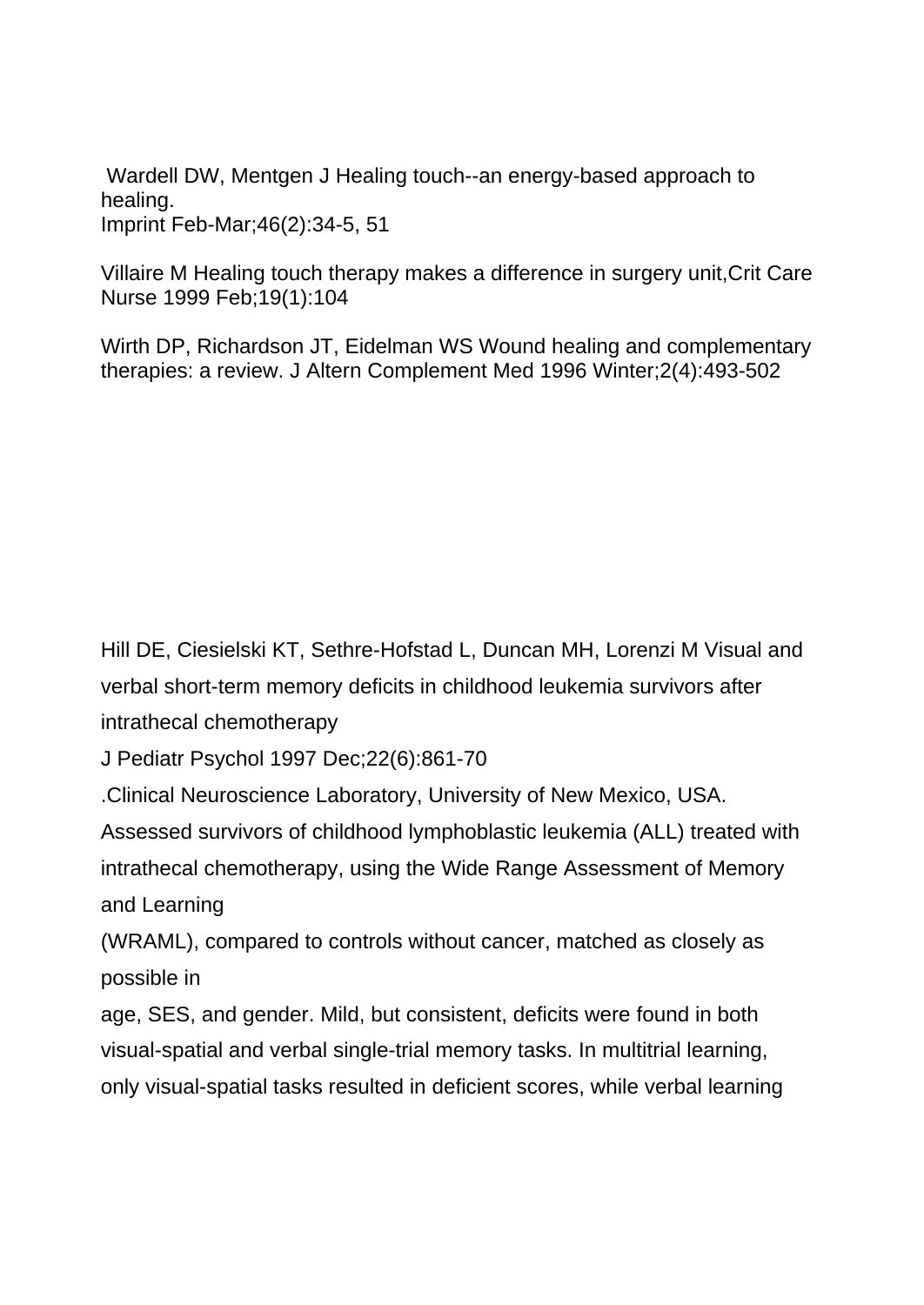Wardell DW, Mentgen J Healing touch--an energy-based approach to healing.
Imprint Feb-Mar;46(2):34-5, 51

Villaire M Healing touch therapy makes a difference in surgery unit,Crit Care Nurse 1999 Feb;19(1):104

Wirth DP, Richardson JT, Eidelman WS Wound healing and complementary therapies: a review. J Altern Complement Med 1996 Winter;2(4):493-502

Hill DE, Ciesielski KT, Sethre-Hofstad L, Duncan MH, Lorenzi M Visual and verbal short-term memory deficits in childhood leukemia survivors after intrathecal chemotherapy
J Pediatr Psychol 1997 Dec;22(6):861-70
.Clinical Neuroscience Laboratory, University of New Mexico, USA.
Assessed survivors of childhood lymphoblastic leukemia (ALL) treated with intrathecal chemotherapy, using the Wide Range Assessment of Memory and Learning
(WRAML), compared to controls without cancer, matched as closely as possible in
age, SES, and gender. Mild, but consistent, deficits were found in both visual-spatial and verbal single-trial memory tasks. In multitrial learning, only visual-spatial tasks resulted in deficient scores, while verbal learning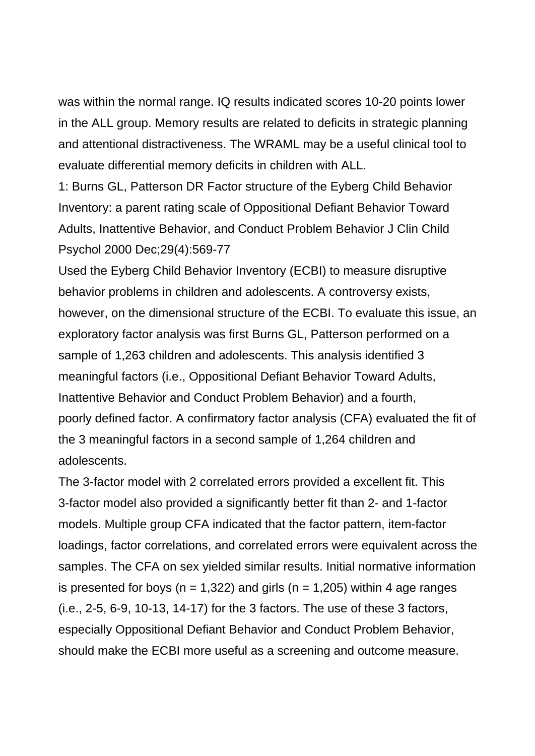was within the normal range. IQ results indicated scores 10-20 points lower in the ALL group. Memory results are related to deficits in strategic planning and attentional distractiveness. The WRAML may be a useful clinical tool to evaluate differential memory deficits in children with ALL.

1: Burns GL, Patterson DR Factor structure of the Eyberg Child Behavior Inventory: a parent rating scale of Oppositional Defiant Behavior Toward Adults, Inattentive Behavior, and Conduct Problem Behavior J Clin Child Psychol 2000 Dec;29(4):569-77

Used the Eyberg Child Behavior Inventory (ECBI) to measure disruptive behavior problems in children and adolescents. A controversy exists, however, on the dimensional structure of the ECBI. To evaluate this issue, an exploratory factor analysis was first Burns GL, Patterson performed on a sample of 1,263 children and adolescents. This analysis identified 3 meaningful factors (i.e., Oppositional Defiant Behavior Toward Adults, Inattentive Behavior and Conduct Problem Behavior) and a fourth, poorly defined factor. A confirmatory factor analysis (CFA) evaluated the fit of the 3 meaningful factors in a second sample of 1,264 children and adolescents.

The 3-factor model with 2 correlated errors provided a excellent fit. This 3-factor model also provided a significantly better fit than 2- and 1-factor models. Multiple group CFA indicated that the factor pattern, item-factor loadings, factor correlations, and correlated errors were equivalent across the samples. The CFA on sex yielded similar results. Initial normative information is presented for boys (n = 1,322) and girls (n = 1,205) within 4 age ranges (i.e., 2-5, 6-9, 10-13, 14-17) for the 3 factors. The use of these 3 factors, especially Oppositional Defiant Behavior and Conduct Problem Behavior, should make the ECBI more useful as a screening and outcome measure.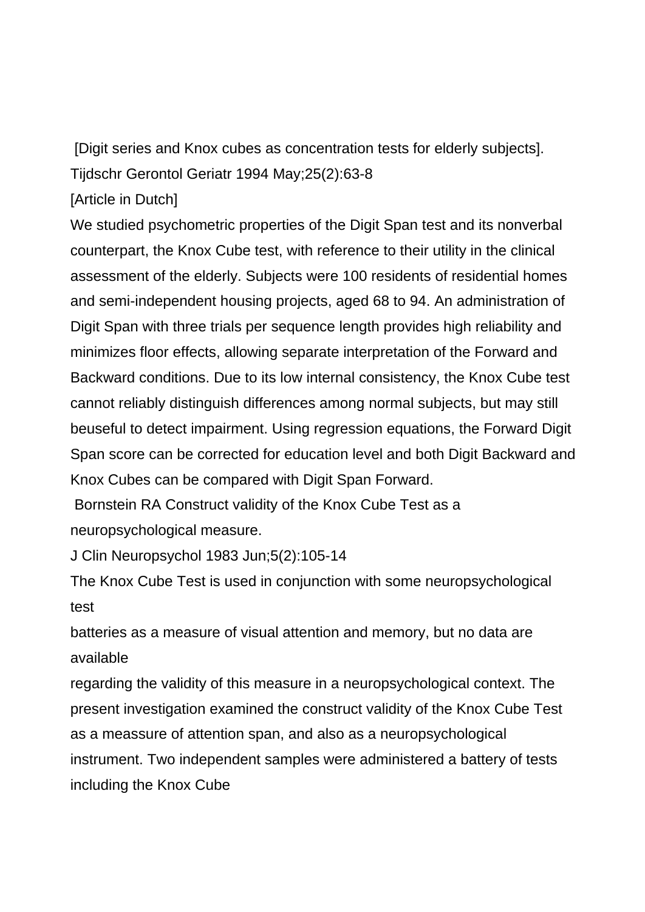[Digit series and Knox cubes as concentration tests for elderly subjects].
Tijdschr Gerontol Geriatr 1994 May;25(2):63-8
[Article in Dutch]
We studied psychometric properties of the Digit Span test and its nonverbal counterpart, the Knox Cube test, with reference to their utility in the clinical assessment of the elderly. Subjects were 100 residents of residential homes and semi-independent housing projects, aged 68 to 94. An administration of Digit Span with three trials per sequence length provides high reliability and minimizes floor effects, allowing separate interpretation of the Forward and Backward conditions. Due to its low internal consistency, the Knox Cube test cannot reliably distinguish differences among normal subjects, but may still beuseful to detect impairment. Using regression equations, the Forward Digit Span score can be corrected for education level and both Digit Backward and Knox Cubes can be compared with Digit Span Forward.

Bornstein RA Construct validity of the Knox Cube Test as a neuropsychological measure.
J Clin Neuropsychol 1983 Jun;5(2):105-14
The Knox Cube Test is used in conjunction with some neuropsychological test
batteries as a measure of visual attention and memory, but no data are available
regarding the validity of this measure in a neuropsychological context. The present investigation examined the construct validity of the Knox Cube Test as a meassure of attention span, and also as a neuropsychological instrument. Two independent samples were administered a battery of tests including the Knox Cube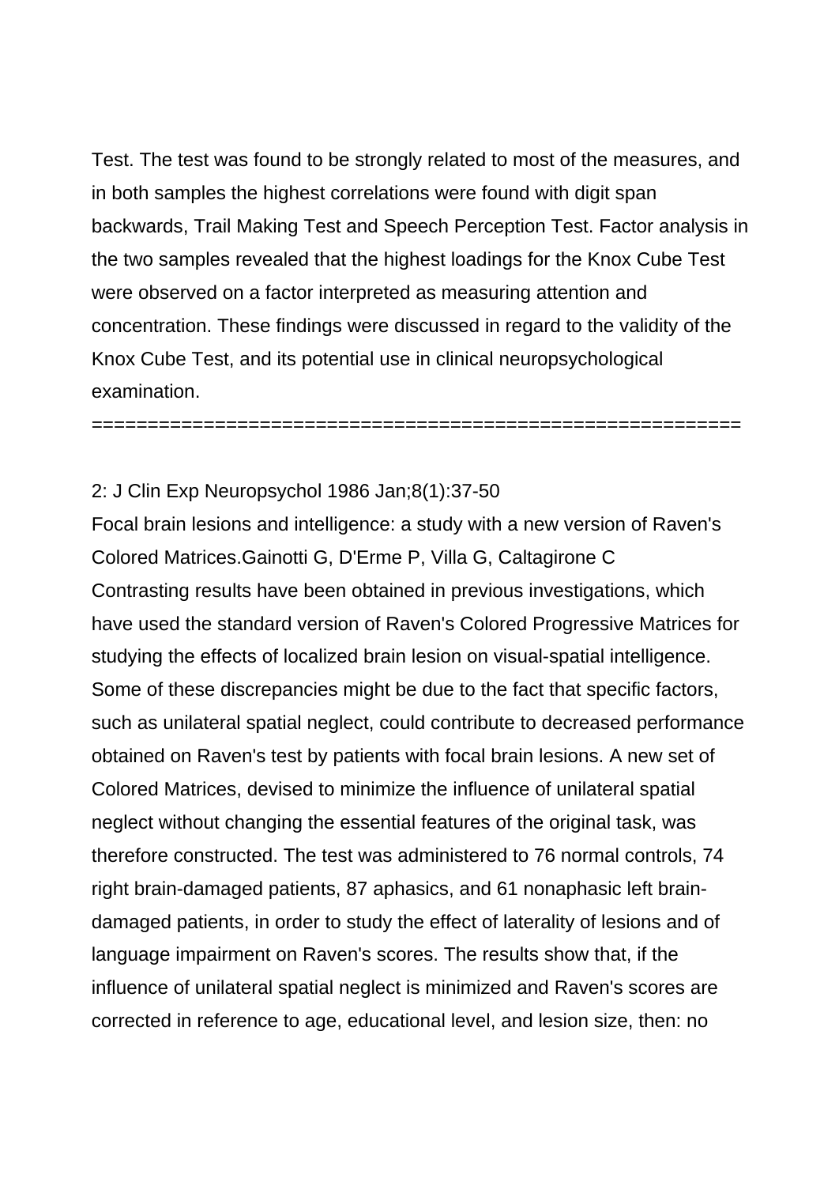Test. The test was found to be strongly related to most of the measures, and in both samples the highest correlations were found with digit span backwards, Trail Making Test and Speech Perception Test. Factor analysis in the two samples revealed that the highest loadings for the Knox Cube Test were observed on a factor interpreted as measuring attention and concentration. These findings were discussed in regard to the validity of the Knox Cube Test, and its potential use in clinical neuropsychological examination.

============================================================

2: J Clin Exp Neuropsychol 1986 Jan;8(1):37-50

Focal brain lesions and intelligence: a study with a new version of Raven's Colored Matrices.Gainotti G, D'Erme P, Villa G, Caltagirone C

Contrasting results have been obtained in previous investigations, which have used the standard version of Raven's Colored Progressive Matrices for studying the effects of localized brain lesion on visual-spatial intelligence. Some of these discrepancies might be due to the fact that specific factors, such as unilateral spatial neglect, could contribute to decreased performance obtained on Raven's test by patients with focal brain lesions. A new set of Colored Matrices, devised to minimize the influence of unilateral spatial neglect without changing the essential features of the original task, was therefore constructed. The test was administered to 76 normal controls, 74 right brain-damaged patients, 87 aphasics, and 61 nonaphasic left brain-damaged patients, in order to study the effect of laterality of lesions and of language impairment on Raven's scores. The results show that, if the influence of unilateral spatial neglect is minimized and Raven's scores are corrected in reference to age, educational level, and lesion size, then: no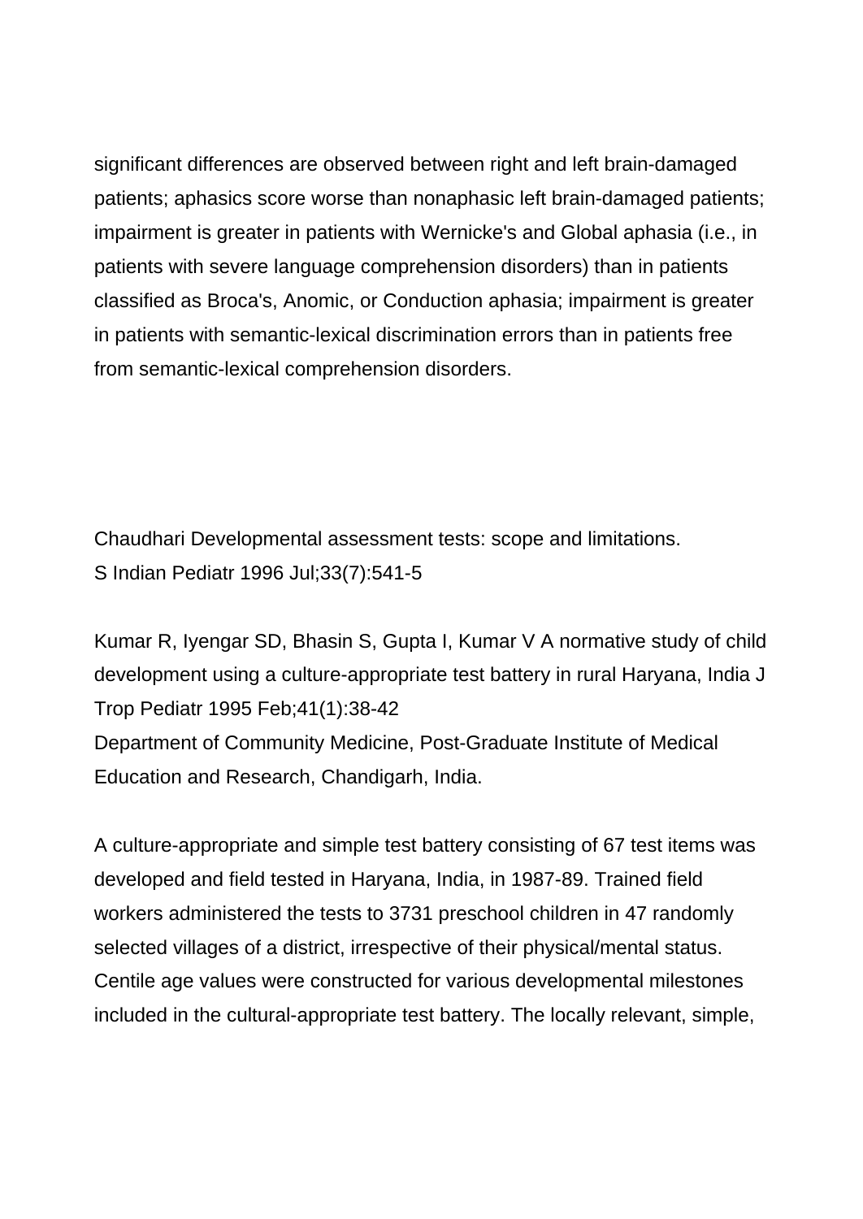significant differences are observed between right and left brain-damaged patients; aphasics score worse than nonaphasic left brain-damaged patients; impairment is greater in patients with Wernicke's and Global aphasia (i.e., in patients with severe language comprehension disorders) than in patients classified as Broca's, Anomic, or Conduction aphasia; impairment is greater in patients with semantic-lexical discrimination errors than in patients free from semantic-lexical comprehension disorders.

Chaudhari Developmental assessment tests: scope and limitations.
S Indian Pediatr 1996 Jul;33(7):541-5

Kumar R, Iyengar SD, Bhasin S, Gupta I, Kumar V A normative study of child development using a culture-appropriate test battery in rural Haryana, India J Trop Pediatr 1995 Feb;41(1):38-42
Department of Community Medicine, Post-Graduate Institute of Medical Education and Research, Chandigarh, India.

A culture-appropriate and simple test battery consisting of 67 test items was developed and field tested in Haryana, India, in 1987-89. Trained field workers administered the tests to 3731 preschool children in 47 randomly selected villages of a district, irrespective of their physical/mental status. Centile age values were constructed for various developmental milestones included in the cultural-appropriate test battery. The locally relevant, simple,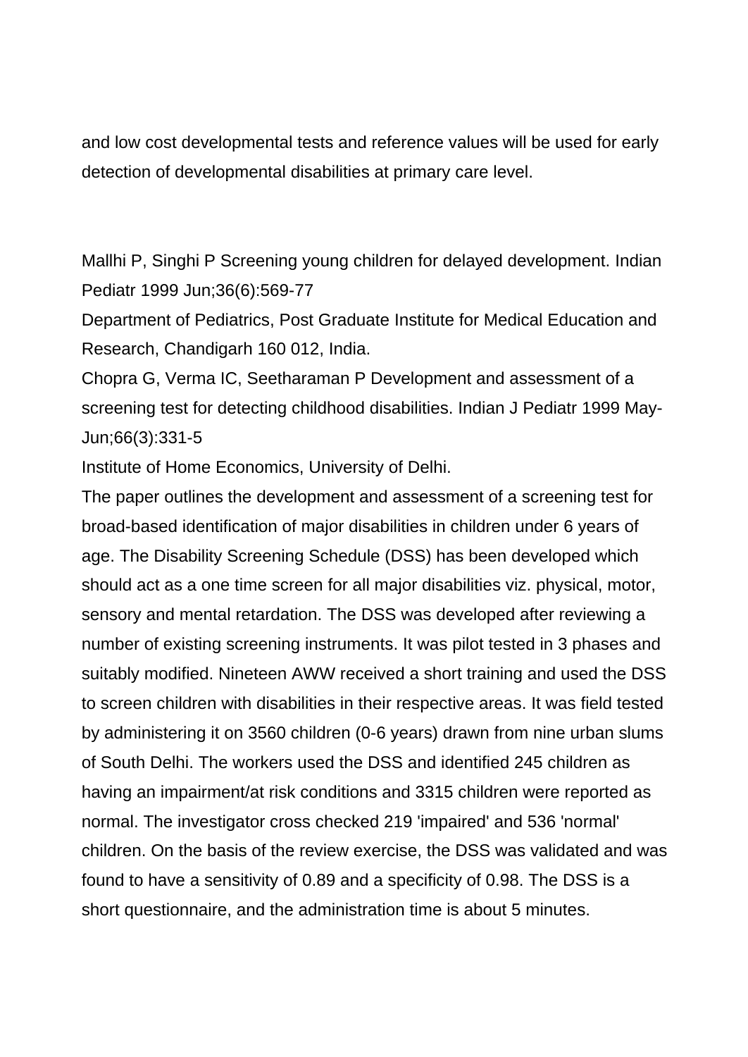and low cost developmental tests and reference values will be used for early detection of developmental disabilities at primary care level.

Mallhi P, Singhi P Screening young children for delayed development. Indian Pediatr 1999 Jun;36(6):569-77

Department of Pediatrics, Post Graduate Institute for Medical Education and Research, Chandigarh 160 012, India.

Chopra G, Verma IC, Seetharaman P Development and assessment of a screening test for detecting childhood disabilities. Indian J Pediatr 1999 May-Jun;66(3):331-5

Institute of Home Economics, University of Delhi.

The paper outlines the development and assessment of a screening test for broad-based identification of major disabilities in children under 6 years of age. The Disability Screening Schedule (DSS) has been developed which should act as a one time screen for all major disabilities viz. physical, motor, sensory and mental retardation. The DSS was developed after reviewing a number of existing screening instruments. It was pilot tested in 3 phases and suitably modified. Nineteen AWW received a short training and used the DSS to screen children with disabilities in their respective areas. It was field tested by administering it on 3560 children (0-6 years) drawn from nine urban slums of South Delhi. The workers used the DSS and identified 245 children as having an impairment/at risk conditions and 3315 children were reported as normal. The investigator cross checked 219 'impaired' and 536 'normal' children. On the basis of the review exercise, the DSS was validated and was found to have a sensitivity of 0.89 and a specificity of 0.98. The DSS is a short questionnaire, and the administration time is about 5 minutes.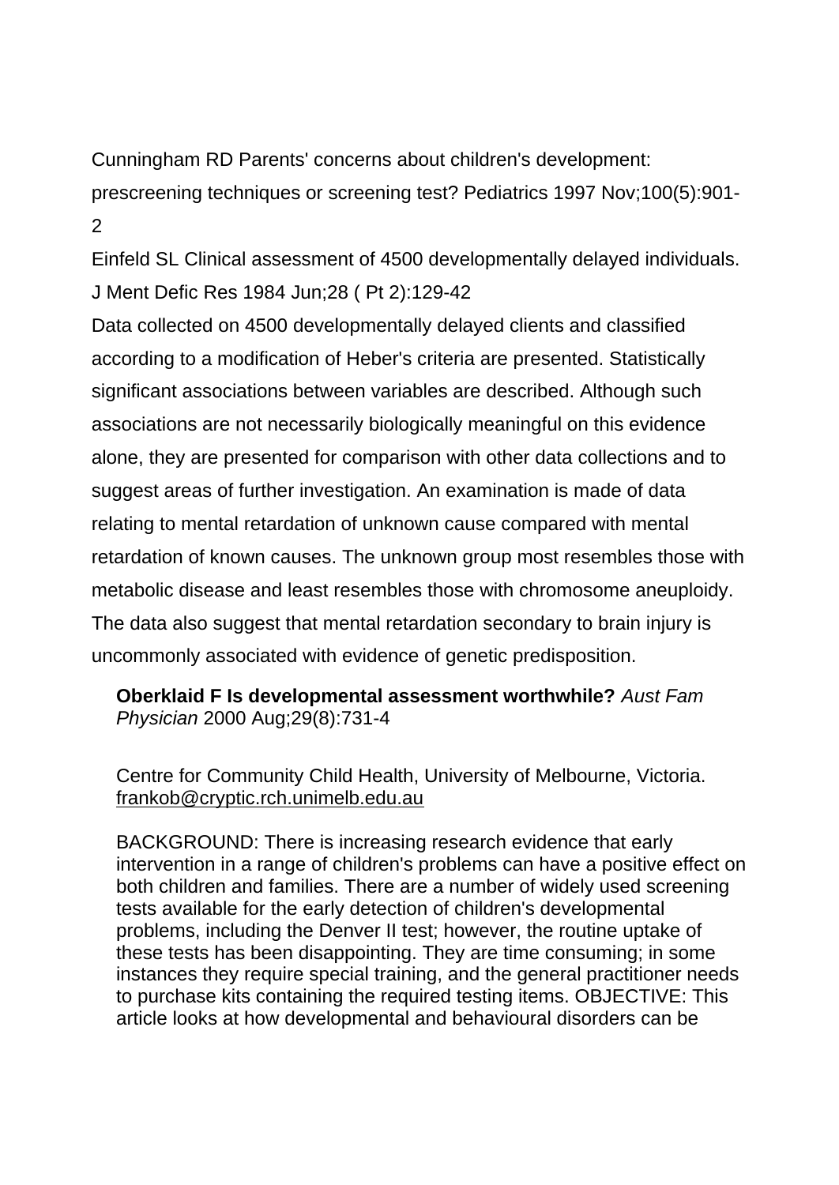Cunningham RD Parents' concerns about children's development: prescreening techniques or screening test? Pediatrics 1997 Nov;100(5):901-2

Einfeld SL Clinical assessment of 4500 developmentally delayed individuals. J Ment Defic Res 1984 Jun;28 ( Pt 2):129-42

Data collected on 4500 developmentally delayed clients and classified according to a modification of Heber's criteria are presented. Statistically significant associations between variables are described. Although such associations are not necessarily biologically meaningful on this evidence alone, they are presented for comparison with other data collections and to suggest areas of further investigation. An examination is made of data relating to mental retardation of unknown cause compared with mental retardation of known causes. The unknown group most resembles those with metabolic disease and least resembles those with chromosome aneuploidy. The data also suggest that mental retardation secondary to brain injury is uncommonly associated with evidence of genetic predisposition.

**Oberklaid F Is developmental assessment worthwhile?** *Aust Fam Physician* 2000 Aug;29(8):731-4

Centre for Community Child Health, University of Melbourne, Victoria. frankob@cryptic.rch.unimelb.edu.au

BACKGROUND: There is increasing research evidence that early intervention in a range of children's problems can have a positive effect on both children and families. There are a number of widely used screening tests available for the early detection of children's developmental problems, including the Denver II test; however, the routine uptake of these tests has been disappointing. They are time consuming; in some instances they require special training, and the general practitioner needs to purchase kits containing the required testing items. OBJECTIVE: This article looks at how developmental and behavioural disorders can be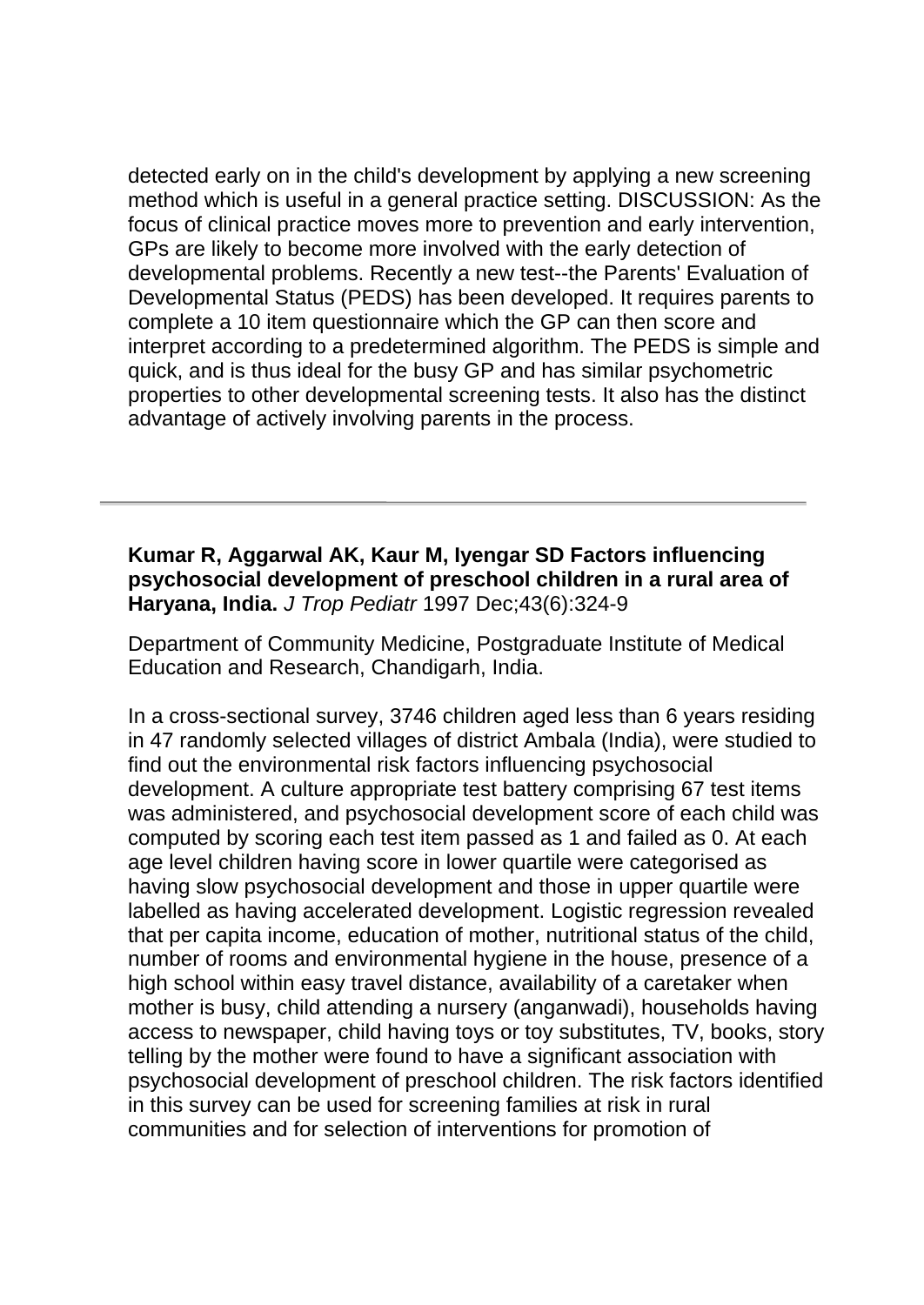detected early on in the child's development by applying a new screening method which is useful in a general practice setting. DISCUSSION: As the focus of clinical practice moves more to prevention and early intervention, GPs are likely to become more involved with the early detection of developmental problems. Recently a new test--the Parents' Evaluation of Developmental Status (PEDS) has been developed. It requires parents to complete a 10 item questionnaire which the GP can then score and interpret according to a predetermined algorithm. The PEDS is simple and quick, and is thus ideal for the busy GP and has similar psychometric properties to other developmental screening tests. It also has the distinct advantage of actively involving parents in the process.

---

**Kumar R, Aggarwal AK, Kaur M, Iyengar SD Factors influencing psychosocial development of preschool children in a rural area of Haryana, India.** *J Trop Pediatr* 1997 Dec;43(6):324-9

Department of Community Medicine, Postgraduate Institute of Medical Education and Research, Chandigarh, India.

In a cross-sectional survey, 3746 children aged less than 6 years residing in 47 randomly selected villages of district Ambala (India), were studied to find out the environmental risk factors influencing psychosocial development. A culture appropriate test battery comprising 67 test items was administered, and psychosocial development score of each child was computed by scoring each test item passed as 1 and failed as 0. At each age level children having score in lower quartile were categorised as having slow psychosocial development and those in upper quartile were labelled as having accelerated development. Logistic regression revealed that per capita income, education of mother, nutritional status of the child, number of rooms and environmental hygiene in the house, presence of a high school within easy travel distance, availability of a caretaker when mother is busy, child attending a nursery (anganwadi), households having access to newspaper, child having toys or toy substitutes, TV, books, story telling by the mother were found to have a significant association with psychosocial development of preschool children. The risk factors identified in this survey can be used for screening families at risk in rural communities and for selection of interventions for promotion of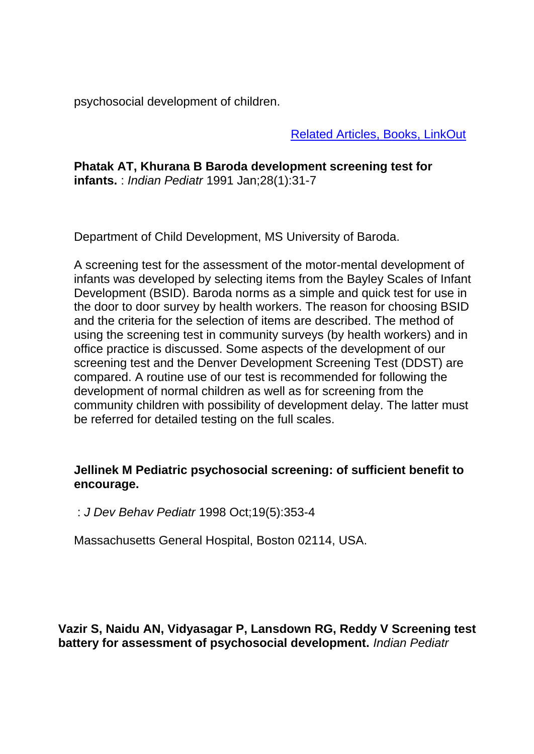psychosocial development of children.

Related Articles, Books, LinkOut

**Phatak AT, Khurana B Baroda development screening test for infants.** : *Indian Pediatr* 1991 Jan;28(1):31-7

Department of Child Development, MS University of Baroda.

A screening test for the assessment of the motor-mental development of infants was developed by selecting items from the Bayley Scales of Infant Development (BSID). Baroda norms as a simple and quick test for use in the door to door survey by health workers. The reason for choosing BSID and the criteria for the selection of items are described. The method of using the screening test in community surveys (by health workers) and in office practice is discussed. Some aspects of the development of our screening test and the Denver Development Screening Test (DDST) are compared. A routine use of our test is recommended for following the development of normal children as well as for screening from the community children with possibility of development delay. The latter must be referred for detailed testing on the full scales.

**Jellinek M Pediatric psychosocial screening: of sufficient benefit to encourage.**

: *J Dev Behav Pediatr* 1998 Oct;19(5):353-4

Massachusetts General Hospital, Boston 02114, USA.

**Vazir S, Naidu AN, Vidyasagar P, Lansdown RG, Reddy V Screening test battery for assessment of psychosocial development.** *Indian Pediatr*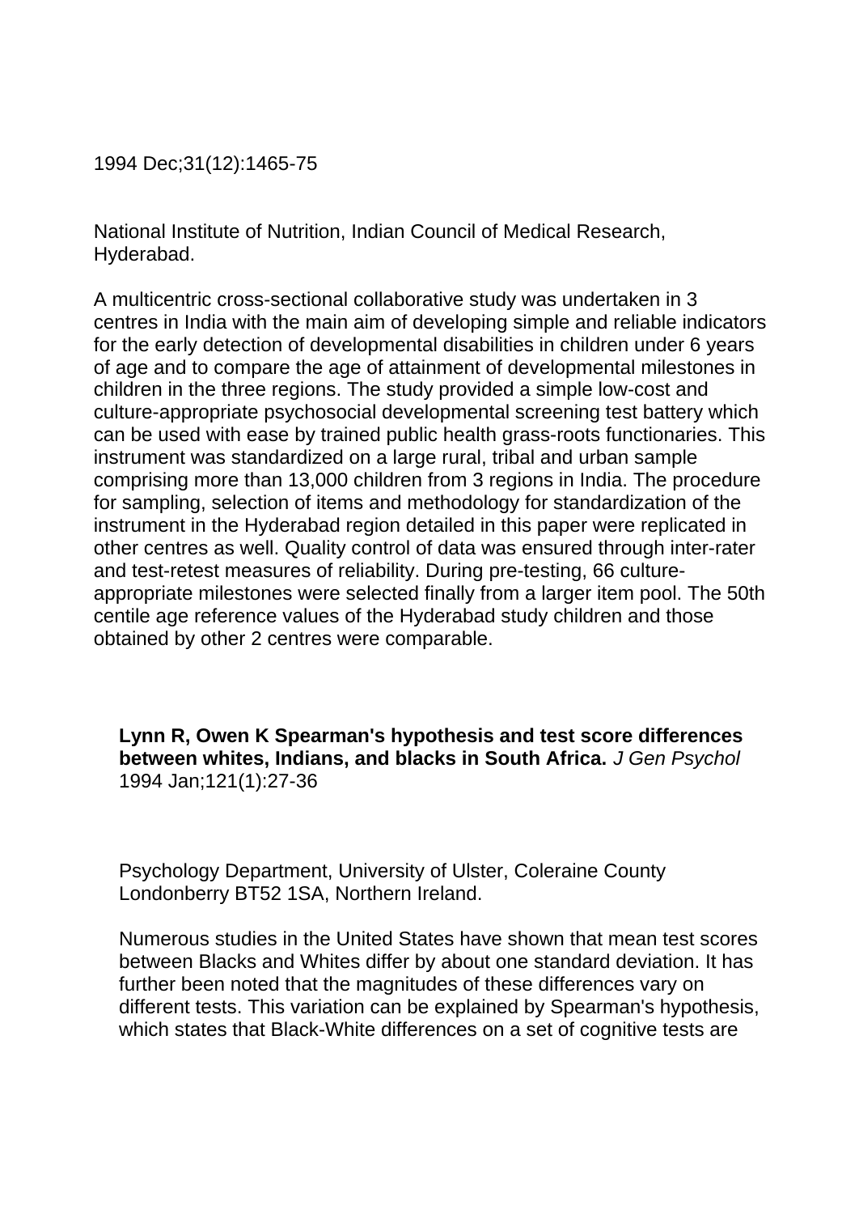1994 Dec;31(12):1465-75

National Institute of Nutrition, Indian Council of Medical Research, Hyderabad.

A multicentric cross-sectional collaborative study was undertaken in 3 centres in India with the main aim of developing simple and reliable indicators for the early detection of developmental disabilities in children under 6 years of age and to compare the age of attainment of developmental milestones in children in the three regions. The study provided a simple low-cost and culture-appropriate psychosocial developmental screening test battery which can be used with ease by trained public health grass-roots functionaries. This instrument was standardized on a large rural, tribal and urban sample comprising more than 13,000 children from 3 regions in India. The procedure for sampling, selection of items and methodology for standardization of the instrument in the Hyderabad region detailed in this paper were replicated in other centres as well. Quality control of data was ensured through inter-rater and test-retest measures of reliability. During pre-testing, 66 culture-appropriate milestones were selected finally from a larger item pool. The 50th centile age reference values of the Hyderabad study children and those obtained by other 2 centres were comparable.

**Lynn R, Owen K Spearman's hypothesis and test score differences between whites, Indians, and blacks in South Africa.** *J Gen Psychol* 1994 Jan;121(1):27-36

Psychology Department, University of Ulster, Coleraine County Londonberry BT52 1SA, Northern Ireland.

Numerous studies in the United States have shown that mean test scores between Blacks and Whites differ by about one standard deviation. It has further been noted that the magnitudes of these differences vary on different tests. This variation can be explained by Spearman's hypothesis, which states that Black-White differences on a set of cognitive tests are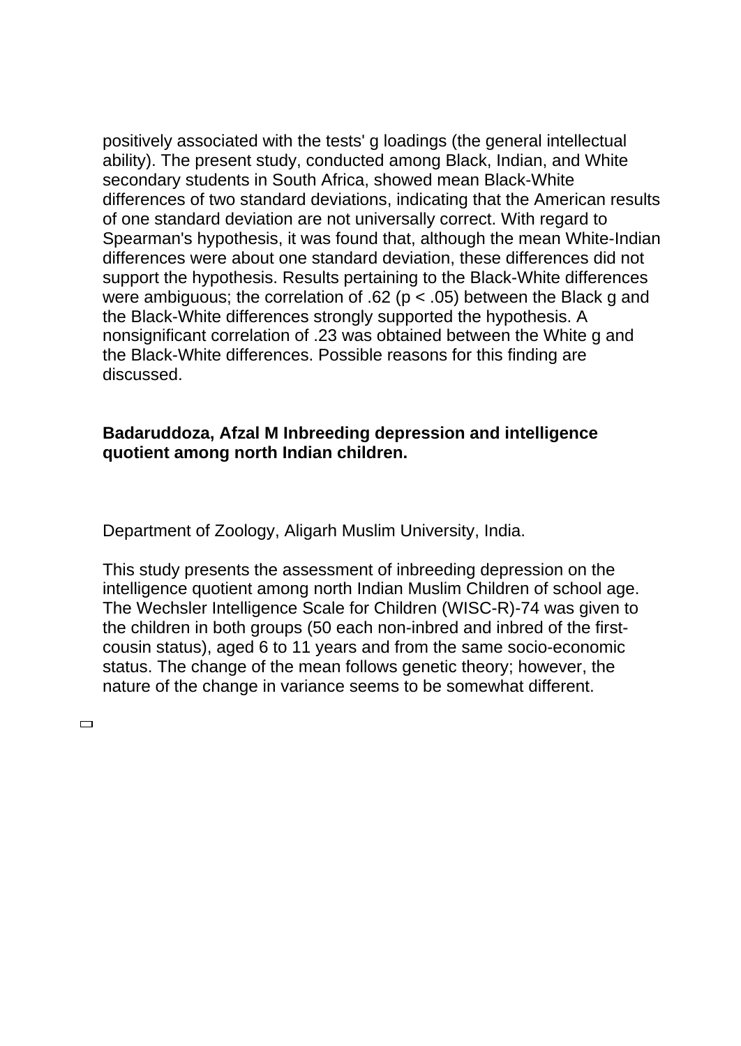positively associated with the tests' g loadings (the general intellectual ability). The present study, conducted among Black, Indian, and White secondary students in South Africa, showed mean Black-White differences of two standard deviations, indicating that the American results of one standard deviation are not universally correct. With regard to Spearman's hypothesis, it was found that, although the mean White-Indian differences were about one standard deviation, these differences did not support the hypothesis. Results pertaining to the Black-White differences were ambiguous; the correlation of .62 ($p < .05$) between the Black g and the Black-White differences strongly supported the hypothesis. A nonsignificant correlation of .23 was obtained between the White g and the Black-White differences. Possible reasons for this finding are discussed.

**Badaruddoza, Afzal M Inbreeding depression and intelligence quotient among north Indian children.**

Department of Zoology, Aligarh Muslim University, India.

This study presents the assessment of inbreeding depression on the intelligence quotient among north Indian Muslim Children of school age. The Wechsler Intelligence Scale for Children (WISC-R)-74 was given to the children in both groups (50 each non-inbred and inbred of the first-cousin status), aged 6 to 11 years and from the same socio-economic status. The change of the mean follows genetic theory; however, the nature of the change in variance seems to be somewhat different.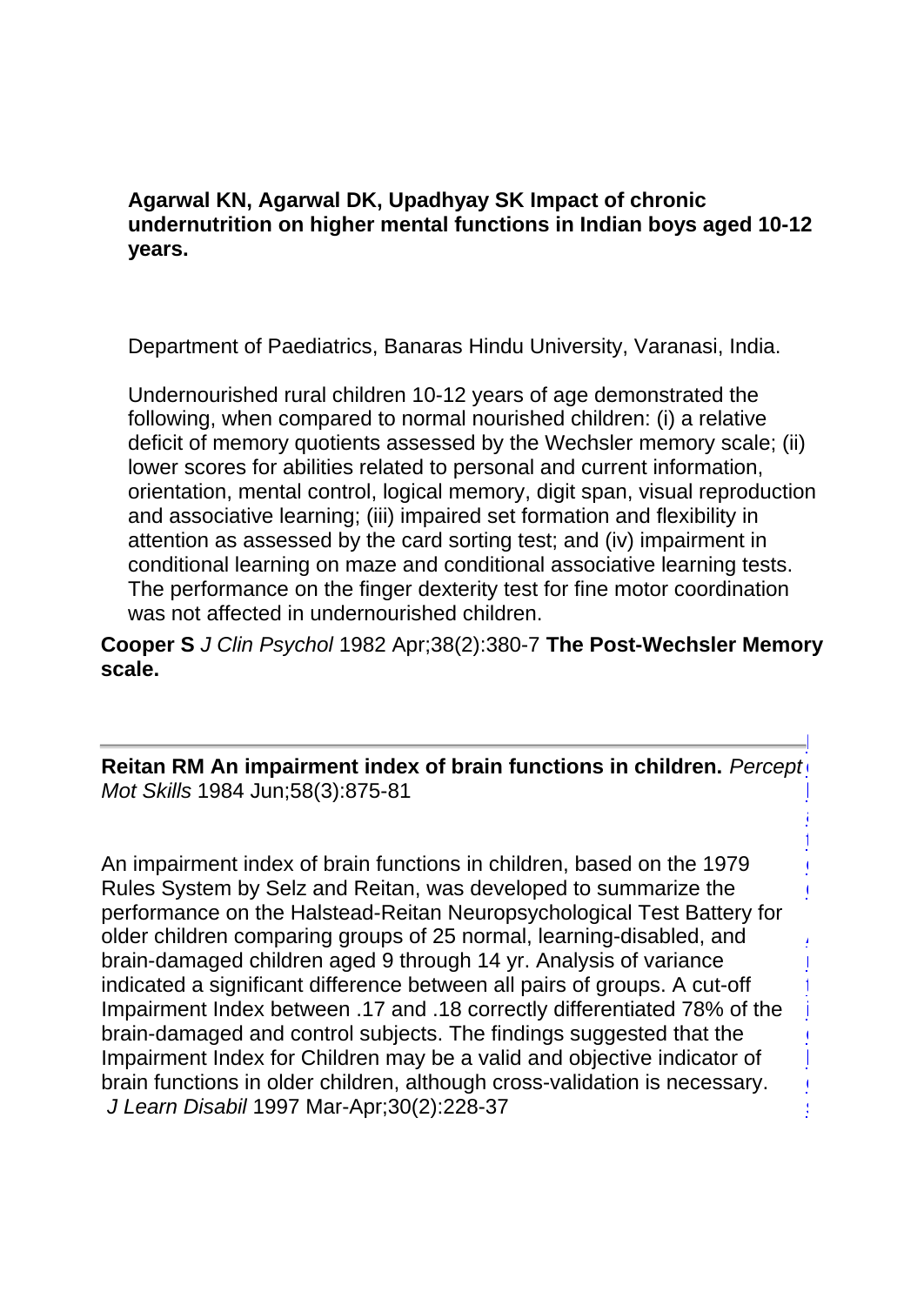**Agarwal KN, Agarwal DK, Upadhyay SK Impact of chronic undernutrition on higher mental functions in Indian boys aged 10-12 years.**

Department of Paediatrics, Banaras Hindu University, Varanasi, India.

Undernourished rural children 10-12 years of age demonstrated the following, when compared to normal nourished children: (i) a relative deficit of memory quotients assessed by the Wechsler memory scale; (ii) lower scores for abilities related to personal and current information, orientation, mental control, logical memory, digit span, visual reproduction and associative learning; (iii) impaired set formation and flexibility in attention as assessed by the card sorting test; and (iv) impairment in conditional learning on maze and conditional associative learning tests. The performance on the finger dexterity test for fine motor coordination was not affected in undernourished children.

**Cooper S** *J Clin Psychol* 1982 Apr;38(2):380-7 **The Post-Wechsler Memory scale.**

---

**Reitan RM An impairment index of brain functions in children.** *Percept Mot Skills* 1984 Jun;58(3):875-81

An impairment index of brain functions in children, based on the 1979 Rules System by Selz and Reitan, was developed to summarize the performance on the Halstead-Reitan Neuropsychological Test Battery for older children comparing groups of 25 normal, learning-disabled, and brain-damaged children aged 9 through 14 yr. Analysis of variance indicated a significant difference between all pairs of groups. A cut-off Impairment Index between .17 and .18 correctly differentiated 78% of the brain-damaged and control subjects. The findings suggested that the Impairment Index for Children may be a valid and objective indicator of brain functions in older children, although cross-validation is necessary.

*J Learn Disabil* 1997 Mar-Apr;30(2):228-37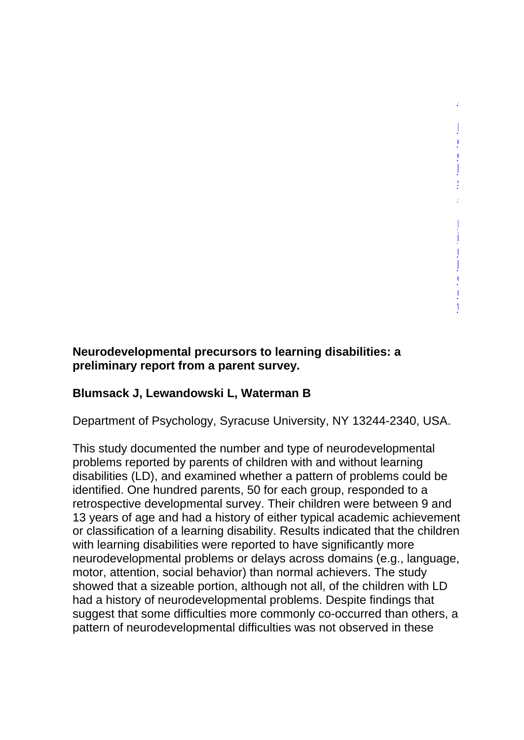**Neurodevelopmental precursors to learning disabilities: a preliminary report from a parent survey.**

**Blumsack J, Lewandowski L, Waterman B**

Department of Psychology, Syracuse University, NY 13244-2340, USA.

This study documented the number and type of neurodevelopmental problems reported by parents of children with and without learning disabilities (LD), and examined whether a pattern of problems could be identified. One hundred parents, 50 for each group, responded to a retrospective developmental survey. Their children were between 9 and 13 years of age and had a history of either typical academic achievement or classification of a learning disability. Results indicated that the children with learning disabilities were reported to have significantly more neurodevelopmental problems or delays across domains (e.g., language, motor, attention, social behavior) than normal achievers. The study showed that a sizeable portion, although not all, of the children with LD had a history of neurodevelopmental problems. Despite findings that suggest that some difficulties more commonly co-occurred than others, a pattern of neurodevelopmental difficulties was not observed in these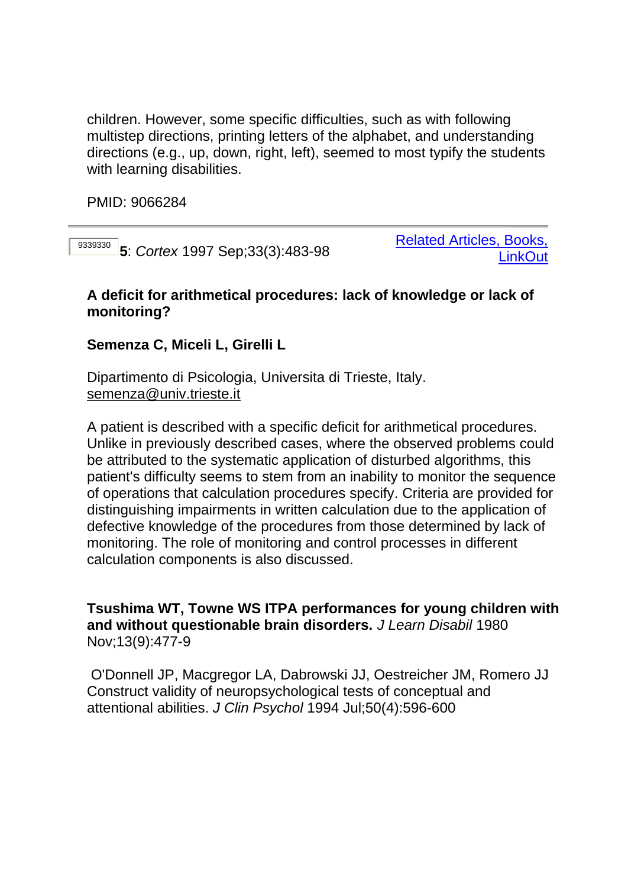children. However, some specific difficulties, such as with following multistep directions, printing letters of the alphabet, and understanding directions (e.g., up, down, right, left), seemed to most typify the students with learning disabilities.

PMID: 9066284

---

9339330 **5**: *Cortex* 1997 Sep;33(3):483-98 [Related Articles, Books, LinkOut]

**A deficit for arithmetical procedures: lack of knowledge or lack of monitoring?**

**Semenza C, Miceli L, Girelli L**

Dipartimento di Psicologia, Universita di Trieste, Italy.
semenza@univ.trieste.it

A patient is described with a specific deficit for arithmetical procedures. Unlike in previously described cases, where the observed problems could be attributed to the systematic application of disturbed algorithms, this patient's difficulty seems to stem from an inability to monitor the sequence of operations that calculation procedures specify. Criteria are provided for distinguishing impairments in written calculation due to the application of defective knowledge of the procedures from those determined by lack of monitoring. The role of monitoring and control processes in different calculation components is also discussed.

**Tsushima WT, Towne WS ITPA performances for young children with and without questionable brain disorders.** *J Learn Disabil* 1980 Nov;13(9):477-9

O'Donnell JP, Macgregor LA, Dabrowski JJ, Oestreicher JM, Romero JJ Construct validity of neuropsychological tests of conceptual and attentional abilities. *J Clin Psychol* 1994 Jul;50(4):596-600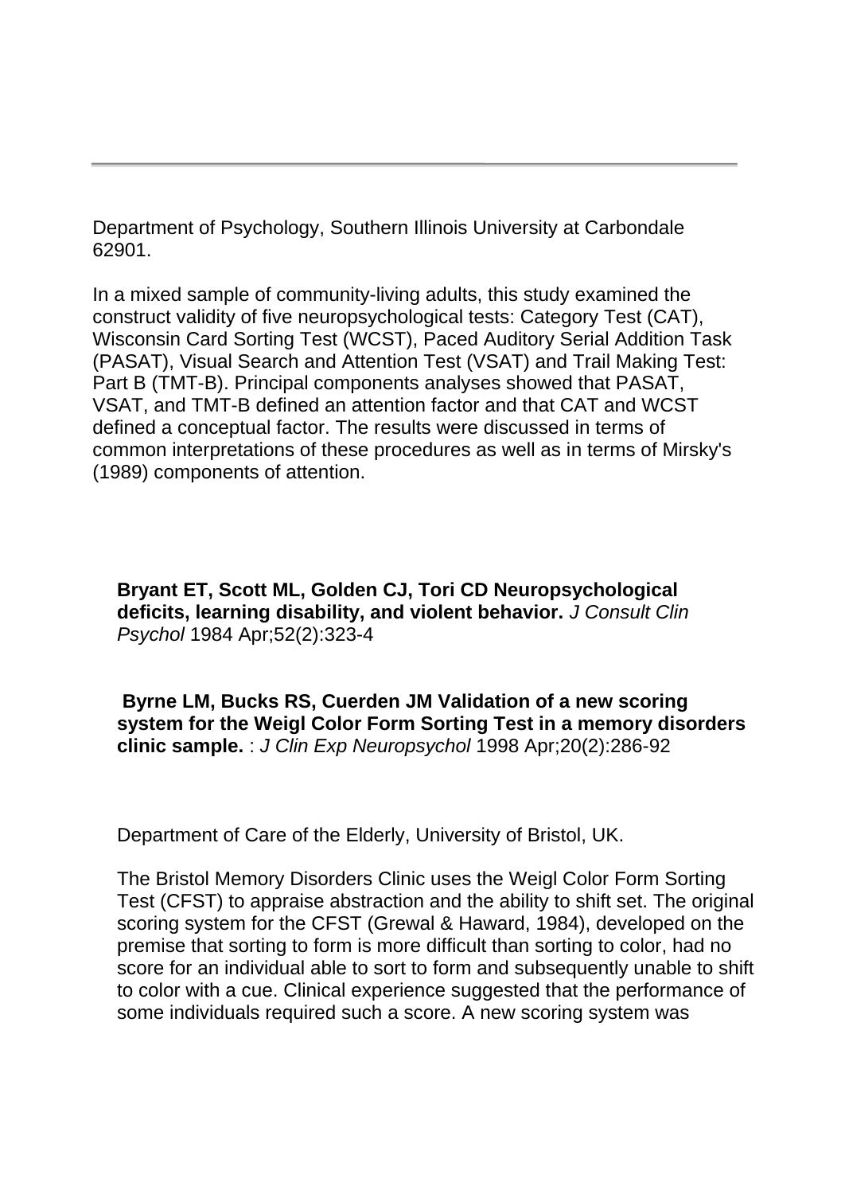Department of Psychology, Southern Illinois University at Carbondale 62901.

In a mixed sample of community-living adults, this study examined the construct validity of five neuropsychological tests: Category Test (CAT), Wisconsin Card Sorting Test (WCST), Paced Auditory Serial Addition Task (PASAT), Visual Search and Attention Test (VSAT) and Trail Making Test: Part B (TMT-B). Principal components analyses showed that PASAT, VSAT, and TMT-B defined an attention factor and that CAT and WCST defined a conceptual factor. The results were discussed in terms of common interpretations of these procedures as well as in terms of Mirsky's (1989) components of attention.

**Bryant ET, Scott ML, Golden CJ, Tori CD Neuropsychological deficits, learning disability, and violent behavior.** *J Consult Clin Psychol* 1984 Apr;52(2):323-4

**Byrne LM, Bucks RS, Cuerden JM Validation of a new scoring system for the Weigl Color Form Sorting Test in a memory disorders clinic sample.** : *J Clin Exp Neuropsychol* 1998 Apr;20(2):286-92

Department of Care of the Elderly, University of Bristol, UK.

The Bristol Memory Disorders Clinic uses the Weigl Color Form Sorting Test (CFST) to appraise abstraction and the ability to shift set. The original scoring system for the CFST (Grewal & Haward, 1984), developed on the premise that sorting to form is more difficult than sorting to color, had no score for an individual able to sort to form and subsequently unable to shift to color with a cue. Clinical experience suggested that the performance of some individuals required such a score. A new scoring system was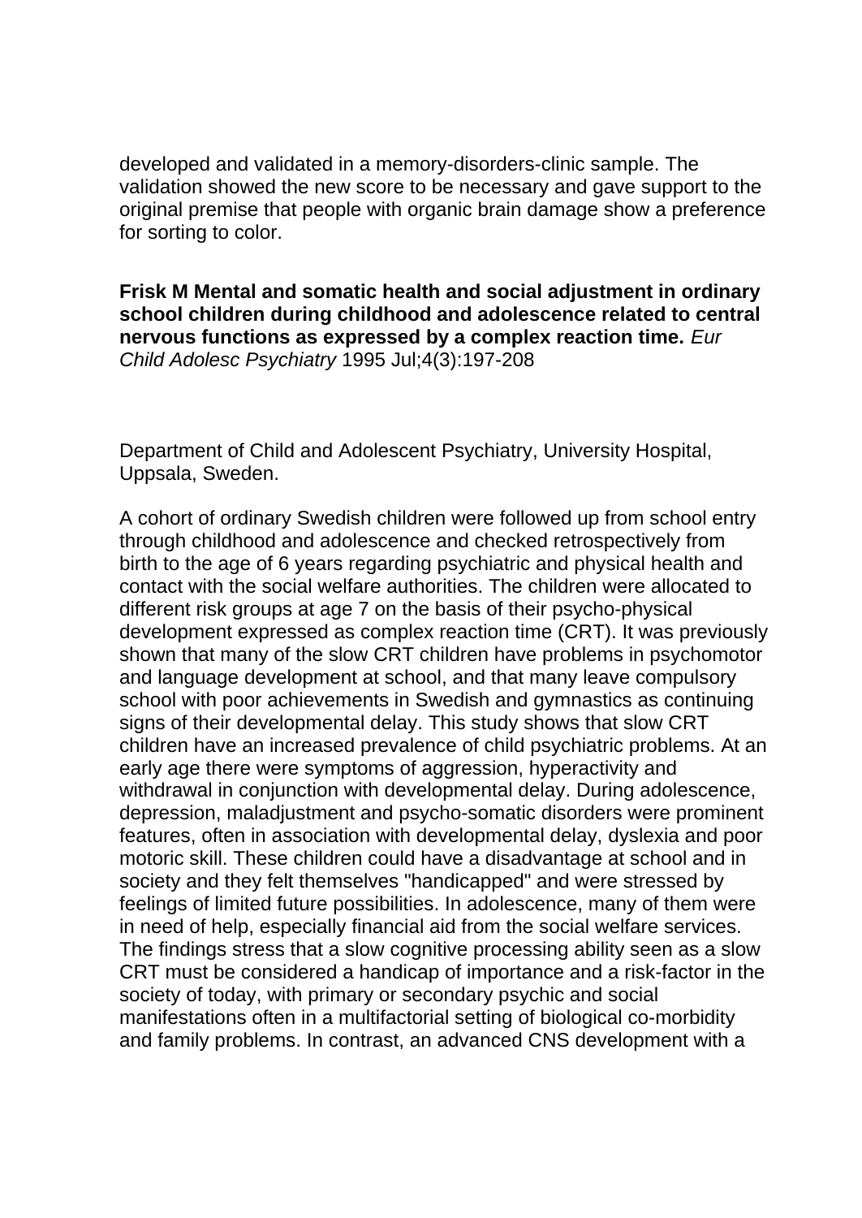developed and validated in a memory-disorders-clinic sample. The validation showed the new score to be necessary and gave support to the original premise that people with organic brain damage show a preference for sorting to color.

**Frisk M Mental and somatic health and social adjustment in ordinary school children during childhood and adolescence related to central nervous functions as expressed by a complex reaction time.** *Eur Child Adolesc Psychiatry* 1995 Jul;4(3):197-208

Department of Child and Adolescent Psychiatry, University Hospital, Uppsala, Sweden.

A cohort of ordinary Swedish children were followed up from school entry through childhood and adolescence and checked retrospectively from birth to the age of 6 years regarding psychiatric and physical health and contact with the social welfare authorities. The children were allocated to different risk groups at age 7 on the basis of their psycho-physical development expressed as complex reaction time (CRT). It was previously shown that many of the slow CRT children have problems in psychomotor and language development at school, and that many leave compulsory school with poor achievements in Swedish and gymnastics as continuing signs of their developmental delay. This study shows that slow CRT children have an increased prevalence of child psychiatric problems. At an early age there were symptoms of aggression, hyperactivity and withdrawal in conjunction with developmental delay. During adolescence, depression, maladjustment and psycho-somatic disorders were prominent features, often in association with developmental delay, dyslexia and poor motoric skill. These children could have a disadvantage at school and in society and they felt themselves "handicapped" and were stressed by feelings of limited future possibilities. In adolescence, many of them were in need of help, especially financial aid from the social welfare services. The findings stress that a slow cognitive processing ability seen as a slow CRT must be considered a handicap of importance and a risk-factor in the society of today, with primary or secondary psychic and social manifestations often in a multifactorial setting of biological co-morbidity and family problems. In contrast, an advanced CNS development with a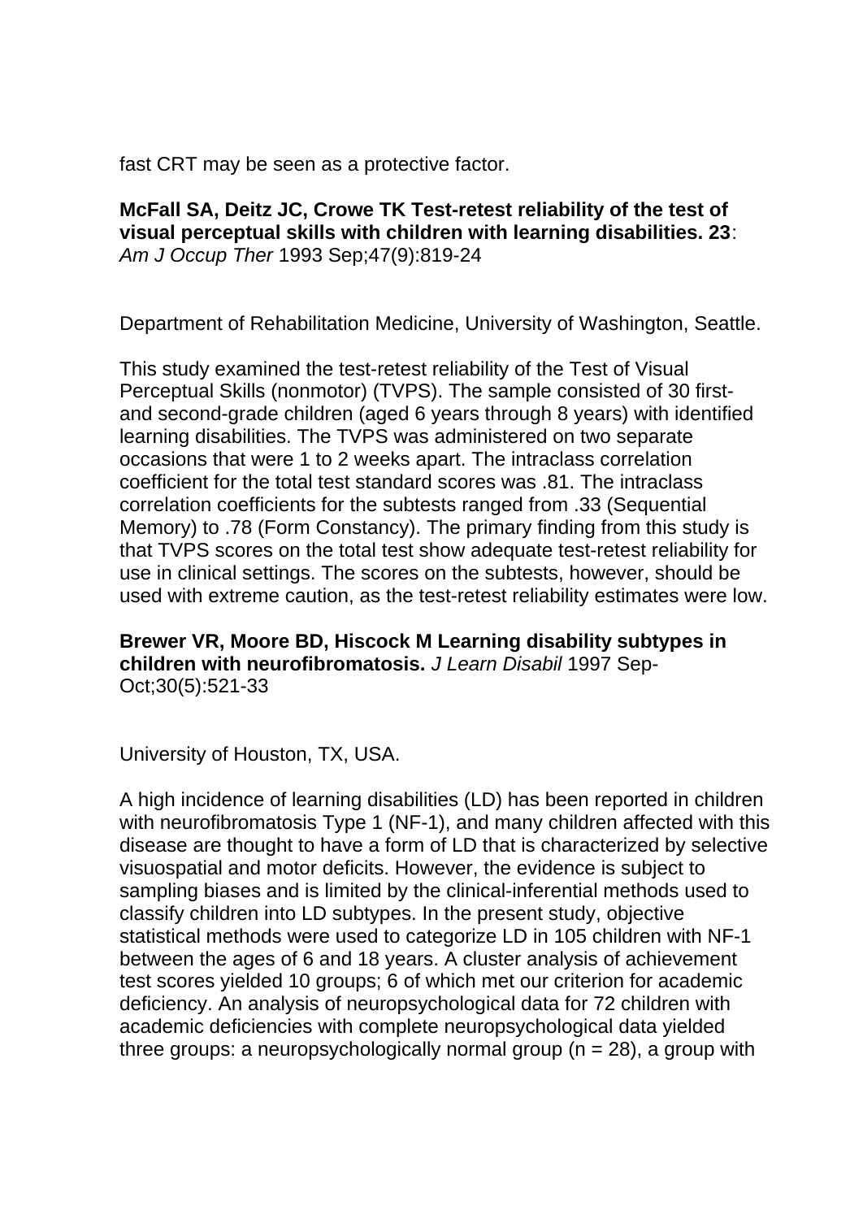fast CRT may be seen as a protective factor.

**McFall SA, Deitz JC, Crowe TK Test-retest reliability of the test of visual perceptual skills with children with learning disabilities. 23**: *Am J Occup Ther* 1993 Sep;47(9):819-24

Department of Rehabilitation Medicine, University of Washington, Seattle.

This study examined the test-retest reliability of the Test of Visual Perceptual Skills (nonmotor) (TVPS). The sample consisted of 30 first- and second-grade children (aged 6 years through 8 years) with identified learning disabilities. The TVPS was administered on two separate occasions that were 1 to 2 weeks apart. The intraclass correlation coefficient for the total test standard scores was .81. The intraclass correlation coefficients for the subtests ranged from .33 (Sequential Memory) to .78 (Form Constancy). The primary finding from this study is that TVPS scores on the total test show adequate test-retest reliability for use in clinical settings. The scores on the subtests, however, should be used with extreme caution, as the test-retest reliability estimates were low.

**Brewer VR, Moore BD, Hiscock M Learning disability subtypes in children with neurofibromatosis.** *J Learn Disabil* 1997 Sep-Oct;30(5):521-33

University of Houston, TX, USA.

A high incidence of learning disabilities (LD) has been reported in children with neurofibromatosis Type 1 (NF-1), and many children affected with this disease are thought to have a form of LD that is characterized by selective visuospatial and motor deficits. However, the evidence is subject to sampling biases and is limited by the clinical-inferential methods used to classify children into LD subtypes. In the present study, objective statistical methods were used to categorize LD in 105 children with NF-1 between the ages of 6 and 18 years. A cluster analysis of achievement test scores yielded 10 groups; 6 of which met our criterion for academic deficiency. An analysis of neuropsychological data for 72 children with academic deficiencies with complete neuropsychological data yielded three groups: a neuropsychologically normal group (n = 28), a group with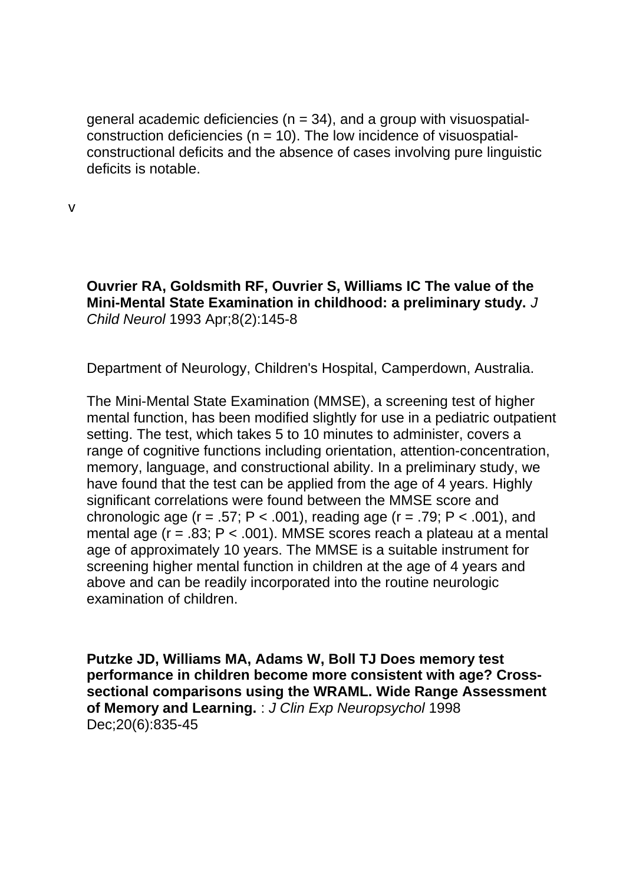general academic deficiencies (n = 34), and a group with visuospatial-construction deficiencies (n = 10). The low incidence of visuospatial-constructional deficits and the absence of cases involving pure linguistic deficits is notable.

v

**Ouvrier RA, Goldsmith RF, Ouvrier S, Williams IC The value of the Mini-Mental State Examination in childhood: a preliminary study.** *J Child Neurol* 1993 Apr;8(2):145-8

Department of Neurology, Children's Hospital, Camperdown, Australia.

The Mini-Mental State Examination (MMSE), a screening test of higher mental function, has been modified slightly for use in a pediatric outpatient setting. The test, which takes 5 to 10 minutes to administer, covers a range of cognitive functions including orientation, attention-concentration, memory, language, and constructional ability. In a preliminary study, we have found that the test can be applied from the age of 4 years. Highly significant correlations were found between the MMSE score and chronologic age ($r = .57$; $P < .001$), reading age ($r = .79$; $P < .001$), and mental age ($r = .83$; $P < .001$). MMSE scores reach a plateau at a mental age of approximately 10 years. The MMSE is a suitable instrument for screening higher mental function in children at the age of 4 years and above and can be readily incorporated into the routine neurologic examination of children.

**Putzke JD, Williams MA, Adams W, Boll TJ Does memory test performance in children become more consistent with age? Cross-sectional comparisons using the WRAML. Wide Range Assessment of Memory and Learning.** : *J Clin Exp Neuropsychol* 1998 Dec;20(6):835-45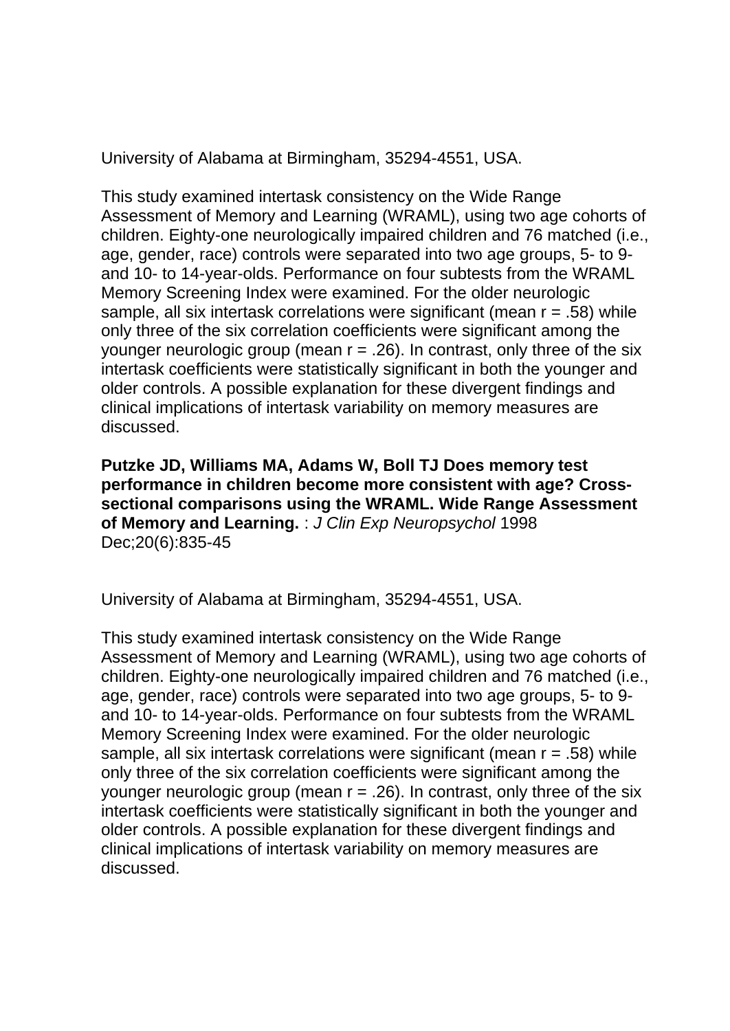University of Alabama at Birmingham, 35294-4551, USA.

This study examined intertask consistency on the Wide Range Assessment of Memory and Learning (WRAML), using two age cohorts of children. Eighty-one neurologically impaired children and 76 matched (i.e., age, gender, race) controls were separated into two age groups, 5- to 9- and 10- to 14-year-olds. Performance on four subtests from the WRAML Memory Screening Index were examined. For the older neurologic sample, all six intertask correlations were significant (mean $r = .58$) while only three of the six correlation coefficients were significant among the younger neurologic group (mean $r = .26$). In contrast, only three of the six intertask coefficients were statistically significant in both the younger and older controls. A possible explanation for these divergent findings and clinical implications of intertask variability on memory measures are discussed.

**Putzke JD, Williams MA, Adams W, Boll TJ Does memory test performance in children become more consistent with age? Cross-sectional comparisons using the WRAML. Wide Range Assessment of Memory and Learning.** : *J Clin Exp Neuropsychol* 1998 Dec;20(6):835-45

University of Alabama at Birmingham, 35294-4551, USA.

This study examined intertask consistency on the Wide Range Assessment of Memory and Learning (WRAML), using two age cohorts of children. Eighty-one neurologically impaired children and 76 matched (i.e., age, gender, race) controls were separated into two age groups, 5- to 9- and 10- to 14-year-olds. Performance on four subtests from the WRAML Memory Screening Index were examined. For the older neurologic sample, all six intertask correlations were significant (mean $r = .58$) while only three of the six correlation coefficients were significant among the younger neurologic group (mean $r = .26$). In contrast, only three of the six intertask coefficients were statistically significant in both the younger and older controls. A possible explanation for these divergent findings and clinical implications of intertask variability on memory measures are discussed.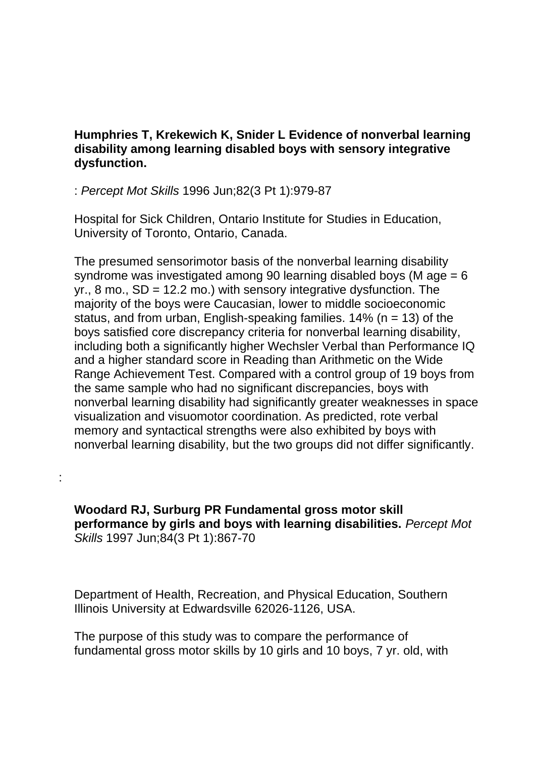**Humphries T, Krekewich K, Snider L Evidence of nonverbal learning disability among learning disabled boys with sensory integrative dysfunction.**

: *Percept Mot Skills* 1996 Jun;82(3 Pt 1):979-87

Hospital for Sick Children, Ontario Institute for Studies in Education, University of Toronto, Ontario, Canada.

The presumed sensorimotor basis of the nonverbal learning disability syndrome was investigated among 90 learning disabled boys (M age = 6 yr., 8 mo., SD = 12.2 mo.) with sensory integrative dysfunction. The majority of the boys were Caucasian, lower to middle socioeconomic status, and from urban, English-speaking families. 14% (n = 13) of the boys satisfied core discrepancy criteria for nonverbal learning disability, including both a significantly higher Wechsler Verbal than Performance IQ and a higher standard score in Reading than Arithmetic on the Wide Range Achievement Test. Compared with a control group of 19 boys from the same sample who had no significant discrepancies, boys with nonverbal learning disability had significantly greater weaknesses in space visualization and visuomotor coordination. As predicted, rote verbal memory and syntactical strengths were also exhibited by boys with nonverbal learning disability, but the two groups did not differ significantly.

:

**Woodard RJ, Surburg PR Fundamental gross motor skill performance by girls and boys with learning disabilities.** *Percept Mot Skills* 1997 Jun;84(3 Pt 1):867-70

Department of Health, Recreation, and Physical Education, Southern Illinois University at Edwardsville 62026-1126, USA.

The purpose of this study was to compare the performance of fundamental gross motor skills by 10 girls and 10 boys, 7 yr. old, with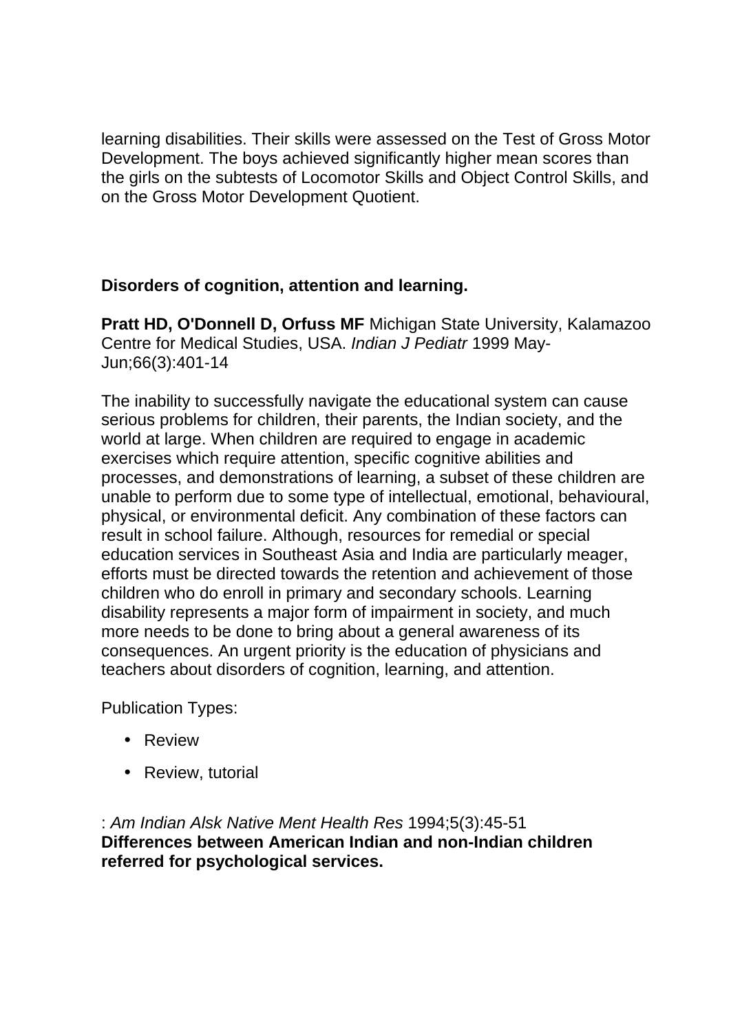learning disabilities. Their skills were assessed on the Test of Gross Motor Development. The boys achieved significantly higher mean scores than the girls on the subtests of Locomotor Skills and Object Control Skills, and on the Gross Motor Development Quotient.

**Disorders of cognition, attention and learning.**

**Pratt HD, O'Donnell D, Orfuss MF** Michigan State University, Kalamazoo Centre for Medical Studies, USA. *Indian J Pediatr* 1999 May-Jun;66(3):401-14

The inability to successfully navigate the educational system can cause serious problems for children, their parents, the Indian society, and the world at large. When children are required to engage in academic exercises which require attention, specific cognitive abilities and processes, and demonstrations of learning, a subset of these children are unable to perform due to some type of intellectual, emotional, behavioural, physical, or environmental deficit. Any combination of these factors can result in school failure. Although, resources for remedial or special education services in Southeast Asia and India are particularly meager, efforts must be directed towards the retention and achievement of those children who do enroll in primary and secondary schools. Learning disability represents a major form of impairment in society, and much more needs to be done to bring about a general awareness of its consequences. An urgent priority is the education of physicians and teachers about disorders of cognition, learning, and attention.

Publication Types:

- Review
- Review, tutorial

: *Am Indian Alsk Native Ment Health Res* 1994;5(3):45-51
**Differences between American Indian and non-Indian children referred for psychological services.**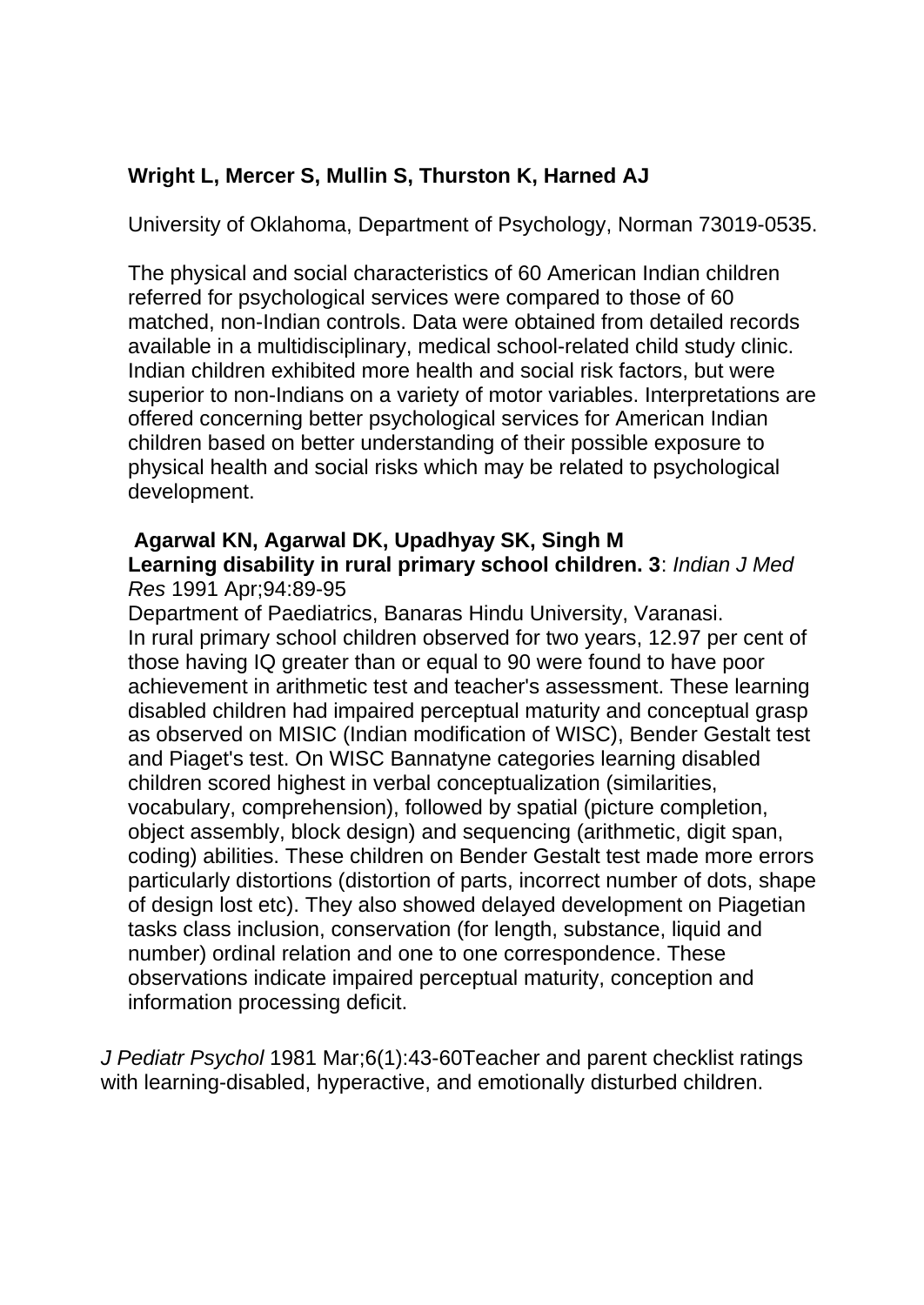**Wright L, Mercer S, Mullin S, Thurston K, Harned AJ**

University of Oklahoma, Department of Psychology, Norman 73019-0535.

The physical and social characteristics of 60 American Indian children referred for psychological services were compared to those of 60 matched, non-Indian controls. Data were obtained from detailed records available in a multidisciplinary, medical school-related child study clinic. Indian children exhibited more health and social risk factors, but were superior to non-Indians on a variety of motor variables. Interpretations are offered concerning better psychological services for American Indian children based on better understanding of their possible exposure to physical health and social risks which may be related to psychological development.

**Agarwal KN, Agarwal DK, Upadhyay SK, Singh M**
**Learning disability in rural primary school children. 3**: *Indian J Med Res* 1991 Apr;94:89-95
Department of Paediatrics, Banaras Hindu University, Varanasi.
In rural primary school children observed for two years, 12.97 per cent of those having IQ greater than or equal to 90 were found to have poor achievement in arithmetic test and teacher's assessment. These learning disabled children had impaired perceptual maturity and conceptual grasp as observed on MISIC (Indian modification of WISC), Bender Gestalt test and Piaget's test. On WISC Bannatyne categories learning disabled children scored highest in verbal conceptualization (similarities, vocabulary, comprehension), followed by spatial (picture completion, object assembly, block design) and sequencing (arithmetic, digit span, coding) abilities. These children on Bender Gestalt test made more errors particularly distortions (distortion of parts, incorrect number of dots, shape of design lost etc). They also showed delayed development on Piagetian tasks class inclusion, conservation (for length, substance, liquid and number) ordinal relation and one to one correspondence. These observations indicate impaired perceptual maturity, conception and information processing deficit.

*J Pediatr Psychol* 1981 Mar;6(1):43-60Teacher and parent checklist ratings with learning-disabled, hyperactive, and emotionally disturbed children.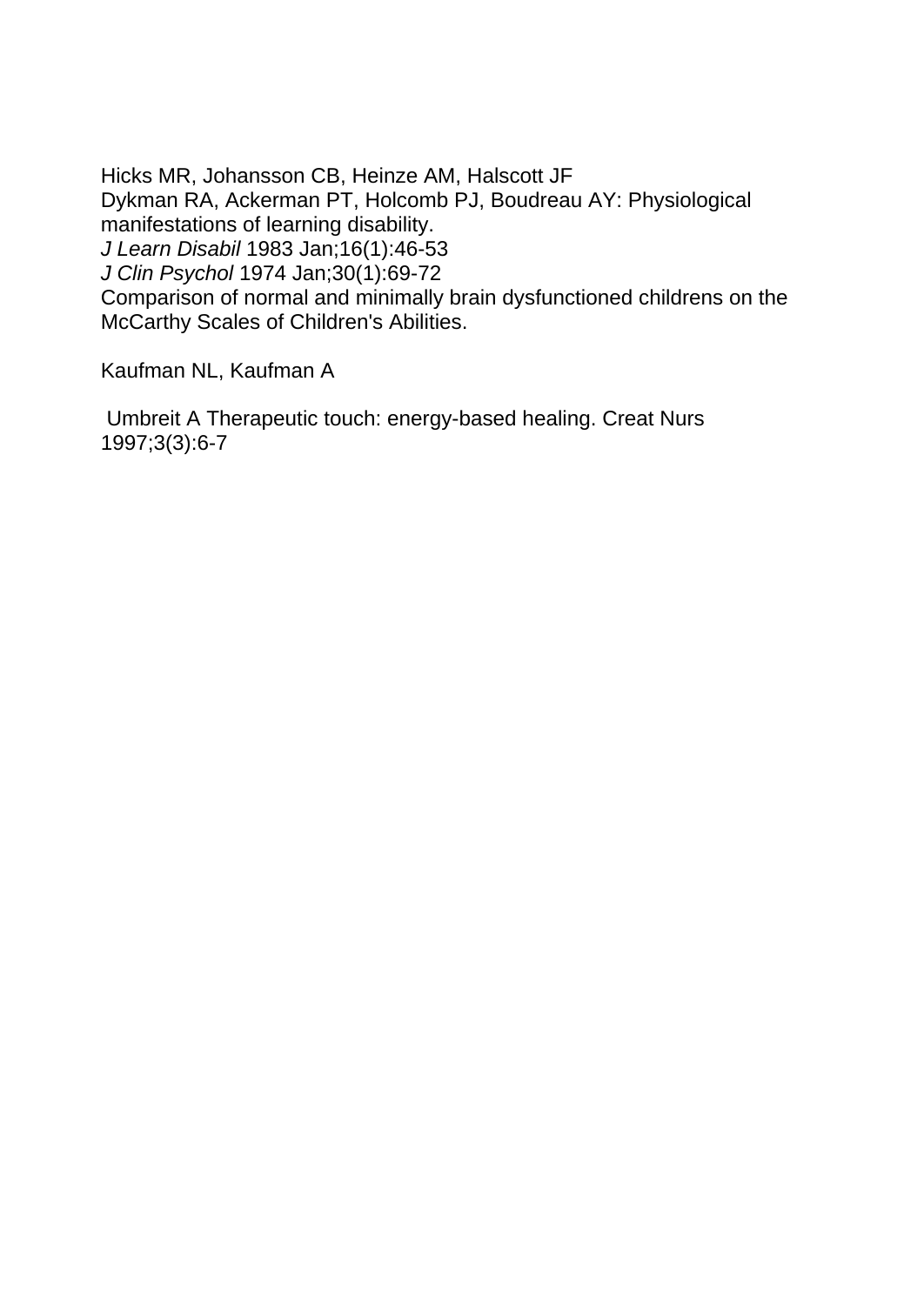Hicks MR, Johansson CB, Heinze AM, Halscott JF
Dykman RA, Ackerman PT, Holcomb PJ, Boudreau AY: Physiological manifestations of learning disability.
*J Learn Disabil* 1983 Jan;16(1):46-53
*J Clin Psychol* 1974 Jan;30(1):69-72
Comparison of normal and minimally brain dysfunctioned childrens on the McCarthy Scales of Children's Abilities.

Kaufman NL, Kaufman A

Umbreit A Therapeutic touch: energy-based healing. Creat Nurs 1997;3(3):6-7